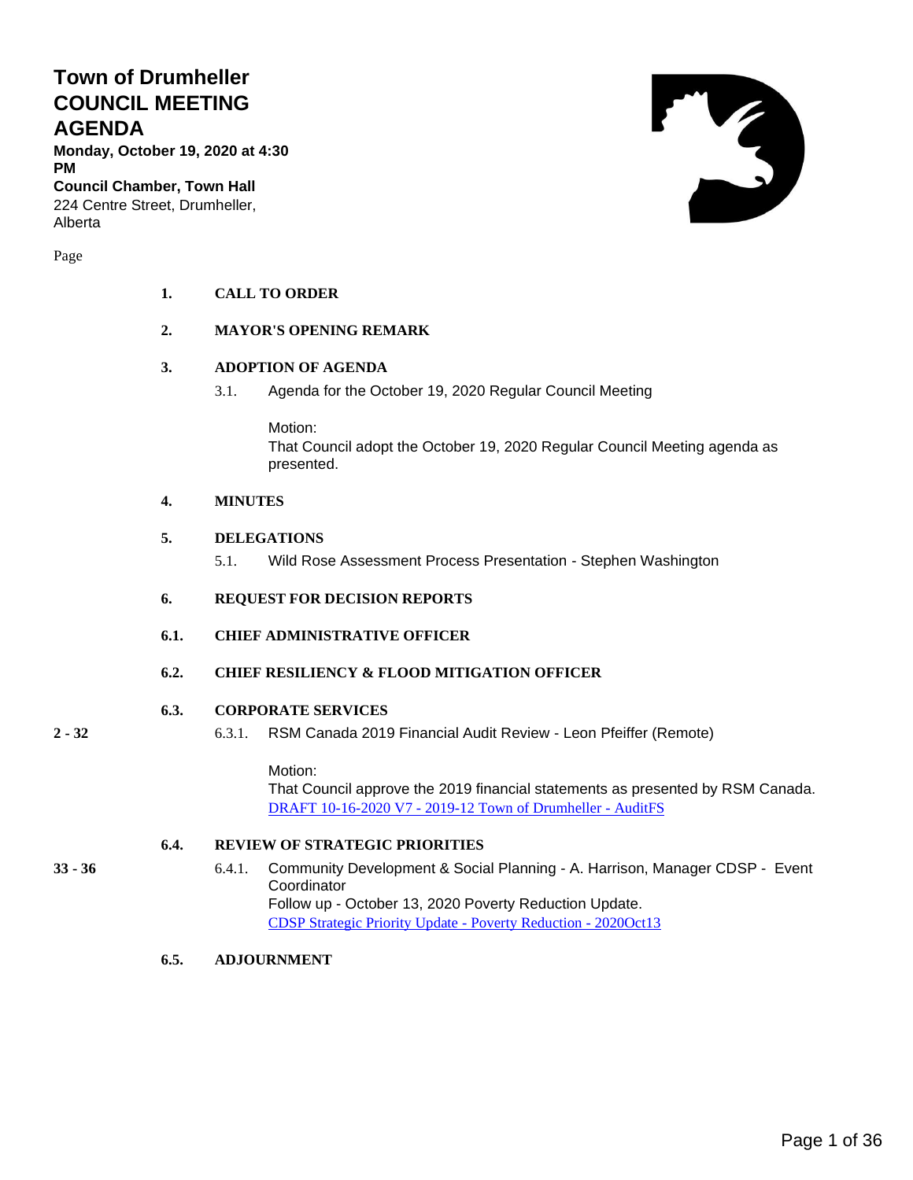# Town of Drumheller COUNCIL MEETING AGENDA

**Monday, October 19, 2020 at 4:30 PM**
**Council Chamber, Town Hall**
224 Centre Street, Drumheller, Alberta

| Page | | |
|---|---|---|
| | **1.** | **CALL TO ORDER** |
| | **2.** | **MAYOR'S OPENING REMARK** |
| | **3.** | **ADOPTION OF AGENDA** |
| | 3.1. | Agenda for the October 19, 2020 Regular Council Meeting<br><br>Motion:<br>That Council adopt the October 19, 2020 Regular Council Meeting agenda as presented. |
| | **4.** | **MINUTES** |
| | **5.** | **DELEGATIONS** |
| | 5.1. | Wild Rose Assessment Process Presentation - Stephen Washington |
| | **6.** | **REQUEST FOR DECISION REPORTS** |
| | **6.1.** | **CHIEF ADMINISTRATIVE OFFICER** |
| | **6.2.** | **CHIEF RESILIENCY & FLOOD MITIGATION OFFICER** |
| | **6.3.** | **CORPORATE SERVICES** |
| **2 - 32** | 6.3.1. | RSM Canada 2019 Financial Audit Review - Leon Pfeiffer (Remote)<br><br>Motion:<br>That Council approve the 2019 financial statements as presented by RSM Canada.<br>DRAFT 10-16-2020 V7 - 2019-12 Town of Drumheller - AuditFS |
| | **6.4.** | **REVIEW OF STRATEGIC PRIORITIES** |
| **33 - 36** | 6.4.1. | Community Development & Social Planning - A. Harrison, Manager CDSP - Event Coordinator<br>Follow up - October 13, 2020 Poverty Reduction Update.<br>CDSP Strategic Priority Update - Poverty Reduction - 2020Oct13 |
| | **6.5.** | **ADJOURNMENT** |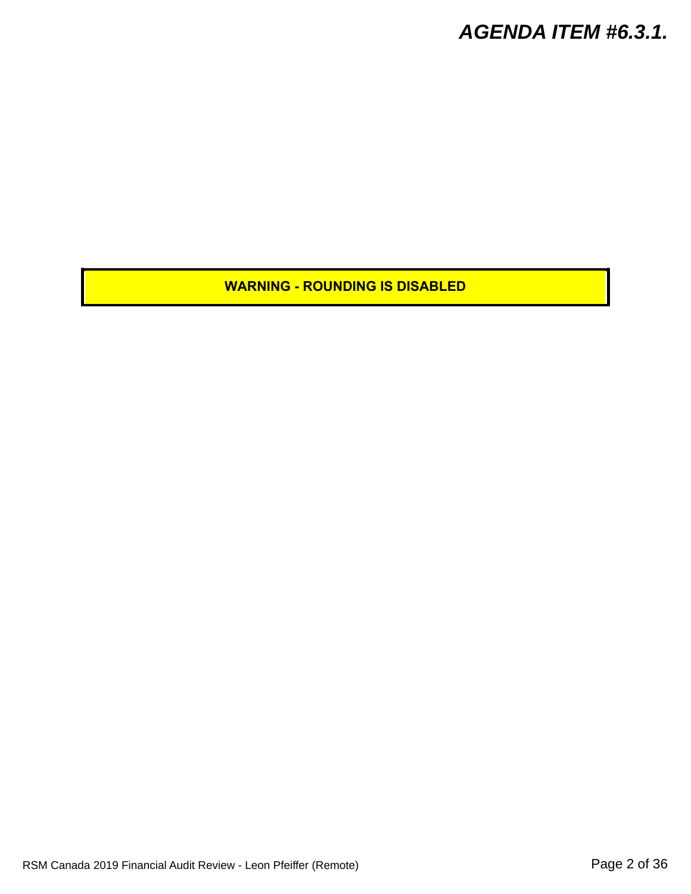**WARNING - ROUNDING IS DISABLED**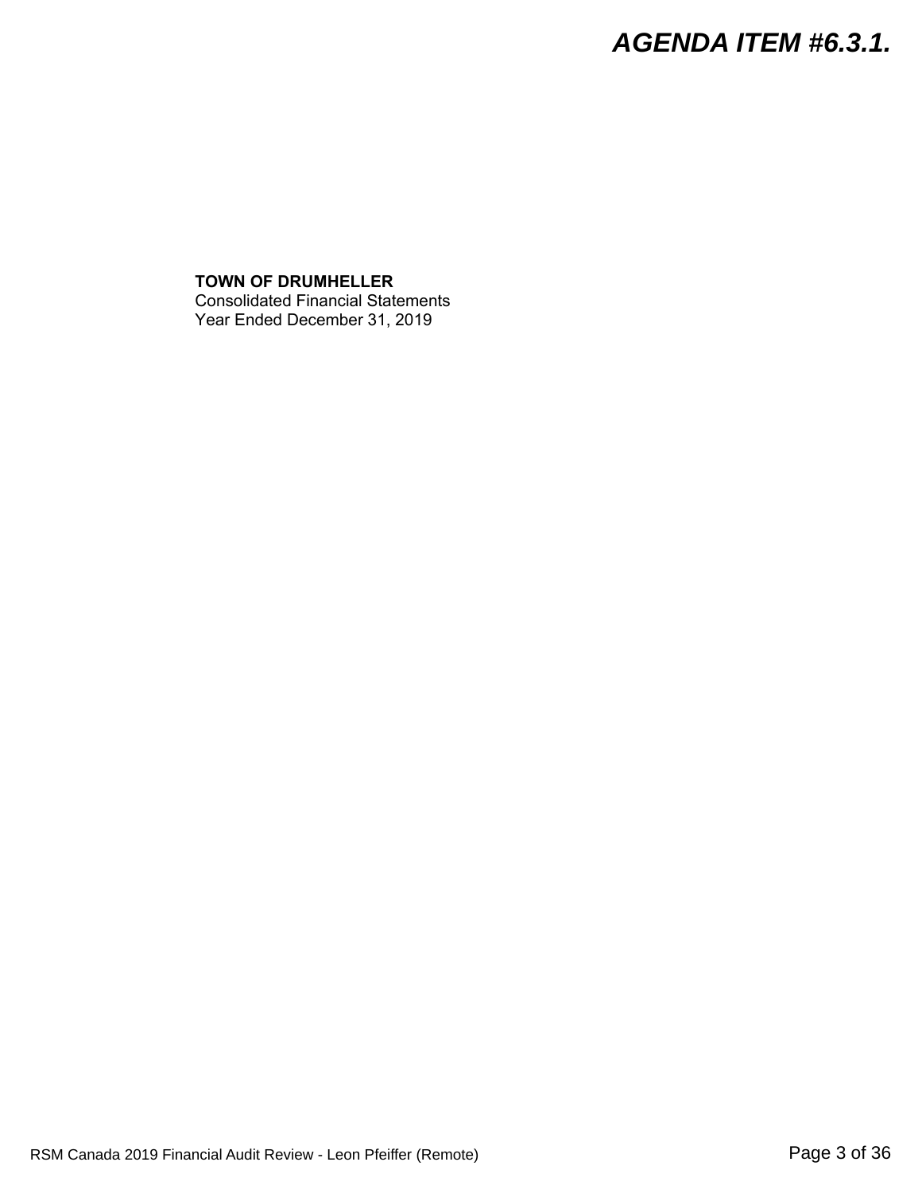**TOWN OF DRUMHELLER**
Consolidated Financial Statements
Year Ended December 31, 2019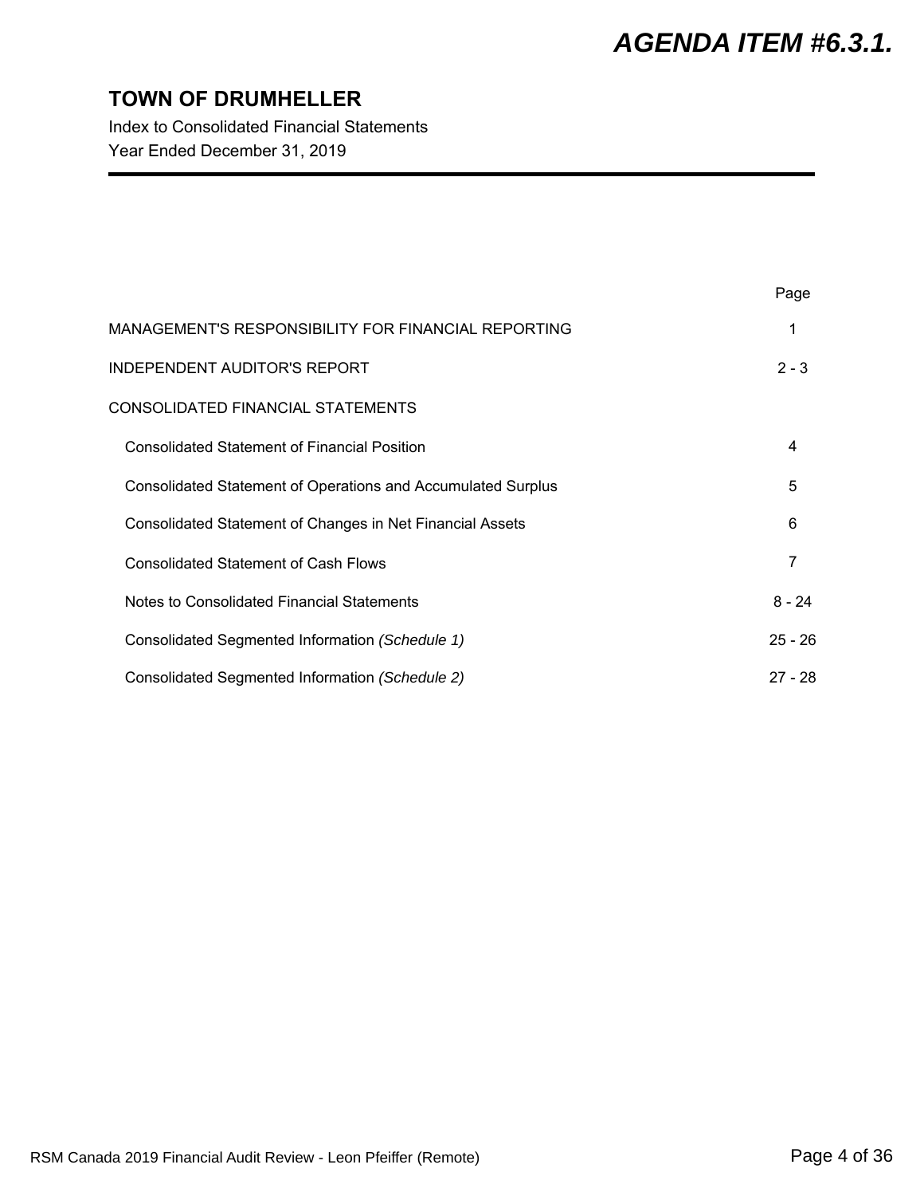# AGENDA ITEM #6.3.1.

## TOWN OF DRUMHELLER

Index to Consolidated Financial Statements
Year Ended December 31, 2019

| | Page |
|---|---|
| MANAGEMENT'S RESPONSIBILITY FOR FINANCIAL REPORTING | 1 |
| INDEPENDENT AUDITOR'S REPORT | 2 - 3 |
| CONSOLIDATED FINANCIAL STATEMENTS | |
| Consolidated Statement of Financial Position | 4 |
| Consolidated Statement of Operations and Accumulated Surplus | 5 |
| Consolidated Statement of Changes in Net Financial Assets | 6 |
| Consolidated Statement of Cash Flows | 7 |
| Notes to Consolidated Financial Statements | 8 - 24 |
| Consolidated Segmented Information *(Schedule 1)* | 25 - 26 |
| Consolidated Segmented Information *(Schedule 2)* | 27 - 28 |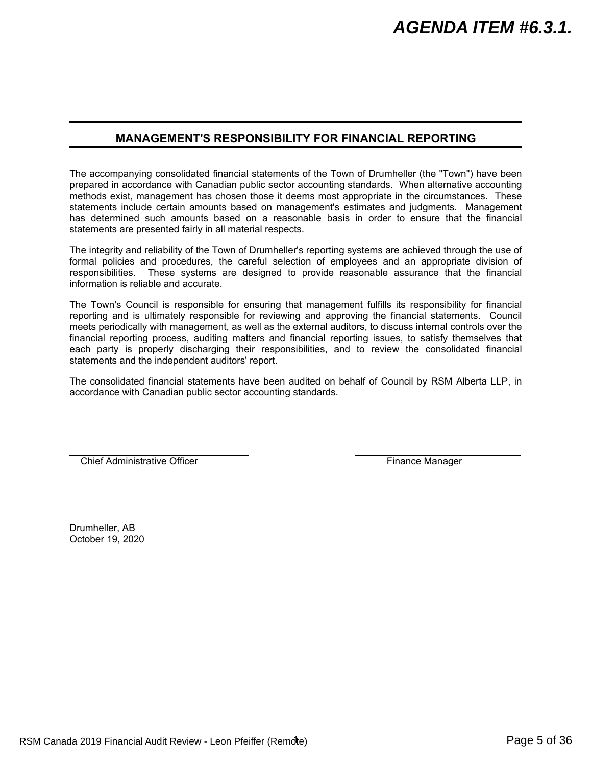## MANAGEMENT'S RESPONSIBILITY FOR FINANCIAL REPORTING

The accompanying consolidated financial statements of the Town of Drumheller (the "Town") have been prepared in accordance with Canadian public sector accounting standards. When alternative accounting methods exist, management has chosen those it deems most appropriate in the circumstances. These statements include certain amounts based on management's estimates and judgments. Management has determined such amounts based on a reasonable basis in order to ensure that the financial statements are presented fairly in all material respects.

The integrity and reliability of the Town of Drumheller's reporting systems are achieved through the use of formal policies and procedures, the careful selection of employees and an appropriate division of responsibilities. These systems are designed to provide reasonable assurance that the financial information is reliable and accurate.

The Town's Council is responsible for ensuring that management fulfills its responsibility for financial reporting and is ultimately responsible for reviewing and approving the financial statements. Council meets periodically with management, as well as the external auditors, to discuss internal controls over the financial reporting process, auditing matters and financial reporting issues, to satisfy themselves that each party is properly discharging their responsibilities, and to review the consolidated financial statements and the independent auditors' report.

The consolidated financial statements have been audited on behalf of Council by RSM Alberta LLP, in accordance with Canadian public sector accounting standards.

Chief Administrative Officer

Finance Manager

Drumheller, AB
October 19, 2020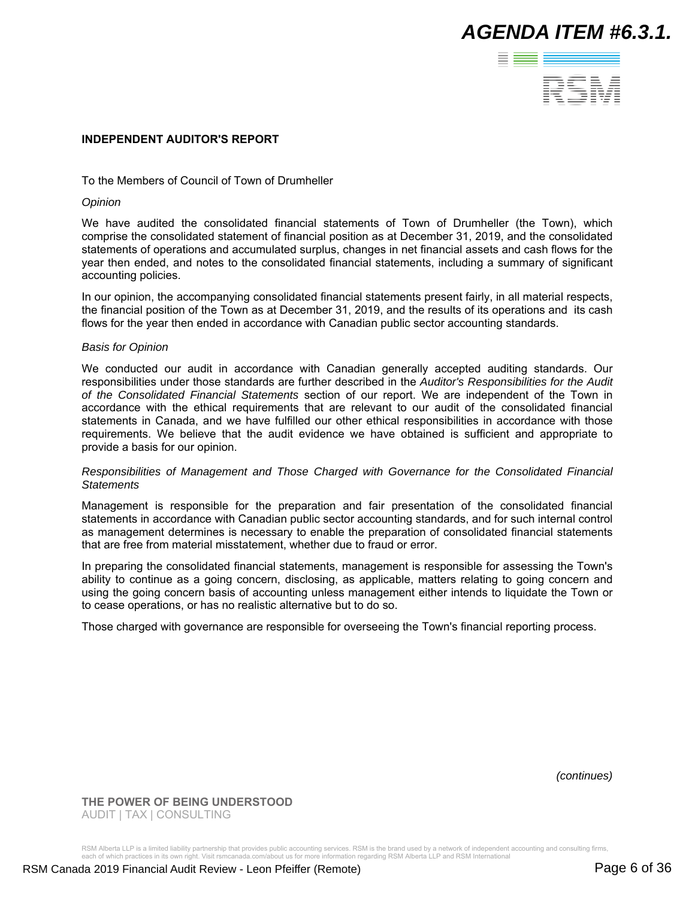**AGENDA ITEM #6.3.1.**

RSM

# INDEPENDENT AUDITOR'S REPORT

To the Members of Council of Town of Drumheller

*Opinion*

We have audited the consolidated financial statements of Town of Drumheller (the Town), which comprise the consolidated statement of financial position as at December 31, 2019, and the consolidated statements of operations and accumulated surplus, changes in net financial assets and cash flows for the year then ended, and notes to the consolidated financial statements, including a summary of significant accounting policies.

In our opinion, the accompanying consolidated financial statements present fairly, in all material respects, the financial position of the Town as at December 31, 2019, and the results of its operations and its cash flows for the year then ended in accordance with Canadian public sector accounting standards.

*Basis for Opinion*

We conducted our audit in accordance with Canadian generally accepted auditing standards. Our responsibilities under those standards are further described in the *Auditor's Responsibilities for the Audit of the Consolidated Financial Statements* section of our report. We are independent of the Town in accordance with the ethical requirements that are relevant to our audit of the consolidated financial statements in Canada, and we have fulfilled our other ethical responsibilities in accordance with those requirements. We believe that the audit evidence we have obtained is sufficient and appropriate to provide a basis for our opinion.

*Responsibilities of Management and Those Charged with Governance for the Consolidated Financial Statements*

Management is responsible for the preparation and fair presentation of the consolidated financial statements in accordance with Canadian public sector accounting standards, and for such internal control as management determines is necessary to enable the preparation of consolidated financial statements that are free from material misstatement, whether due to fraud or error.

In preparing the consolidated financial statements, management is responsible for assessing the Town's ability to continue as a going concern, disclosing, as applicable, matters relating to going concern and using the going concern basis of accounting unless management either intends to liquidate the Town or to cease operations, or has no realistic alternative but to do so.

Those charged with governance are responsible for overseeing the Town's financial reporting process.

*(continues)*

**THE POWER OF BEING UNDERSTOOD**
AUDIT | TAX | CONSULTING

RSM Alberta LLP is a limited liability partnership that provides public accounting services. RSM is the brand used by a network of independent accounting and consulting firms, each of which practices in its own right. Visit rsmcanada.com/about us for more information regarding RSM Alberta LLP and RSM International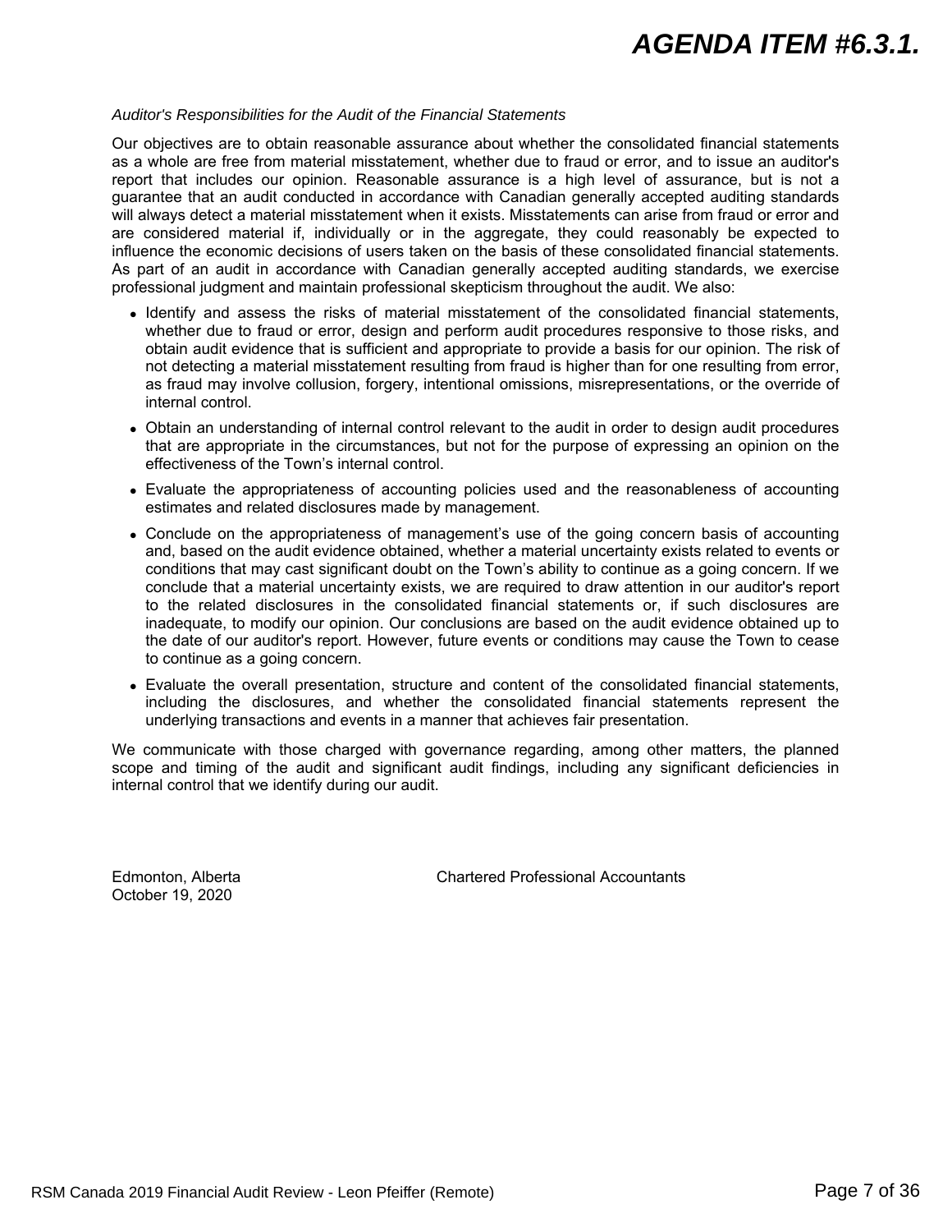*Auditor's Responsibilities for the Audit of the Financial Statements*

Our objectives are to obtain reasonable assurance about whether the consolidated financial statements as a whole are free from material misstatement, whether due to fraud or error, and to issue an auditor's report that includes our opinion. Reasonable assurance is a high level of assurance, but is not a guarantee that an audit conducted in accordance with Canadian generally accepted auditing standards will always detect a material misstatement when it exists. Misstatements can arise from fraud or error and are considered material if, individually or in the aggregate, they could reasonably be expected to influence the economic decisions of users taken on the basis of these consolidated financial statements. As part of an audit in accordance with Canadian generally accepted auditing standards, we exercise professional judgment and maintain professional skepticism throughout the audit. We also:

- Identify and assess the risks of material misstatement of the consolidated financial statements, whether due to fraud or error, design and perform audit procedures responsive to those risks, and obtain audit evidence that is sufficient and appropriate to provide a basis for our opinion. The risk of not detecting a material misstatement resulting from fraud is higher than for one resulting from error, as fraud may involve collusion, forgery, intentional omissions, misrepresentations, or the override of internal control.
- Obtain an understanding of internal control relevant to the audit in order to design audit procedures that are appropriate in the circumstances, but not for the purpose of expressing an opinion on the effectiveness of the Town's internal control.
- Evaluate the appropriateness of accounting policies used and the reasonableness of accounting estimates and related disclosures made by management.
- Conclude on the appropriateness of management's use of the going concern basis of accounting and, based on the audit evidence obtained, whether a material uncertainty exists related to events or conditions that may cast significant doubt on the Town's ability to continue as a going concern. If we conclude that a material uncertainty exists, we are required to draw attention in our auditor's report to the related disclosures in the consolidated financial statements or, if such disclosures are inadequate, to modify our opinion. Our conclusions are based on the audit evidence obtained up to the date of our auditor's report. However, future events or conditions may cause the Town to cease to continue as a going concern.
- Evaluate the overall presentation, structure and content of the consolidated financial statements, including the disclosures, and whether the consolidated financial statements represent the underlying transactions and events in a manner that achieves fair presentation.

We communicate with those charged with governance regarding, among other matters, the planned scope and timing of the audit and significant audit findings, including any significant deficiencies in internal control that we identify during our audit.

Edmonton, Alberta
October 19, 2020

Chartered Professional Accountants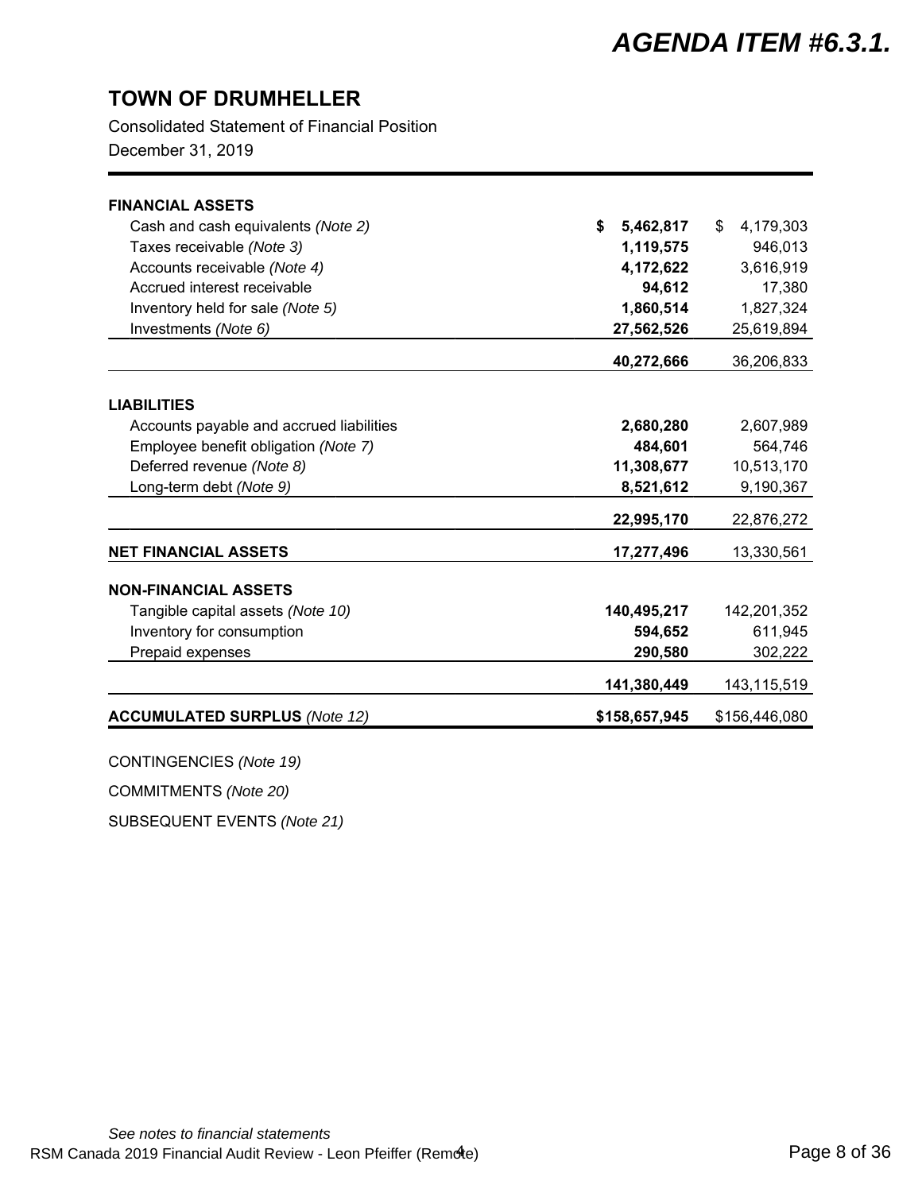# AGENDA ITEM #6.3.1.

## TOWN OF DRUMHELLER

Consolidated Statement of Financial Position

December 31, 2019

| | 2019 | 2018 |
|---|---|---|
| **FINANCIAL ASSETS** | | |
| Cash and cash equivalents *(Note 2)* | **$ 5,462,817** | $ 4,179,303 |
| Taxes receivable *(Note 3)* | **1,119,575** | 946,013 |
| Accounts receivable *(Note 4)* | **4,172,622** | 3,616,919 |
| Accrued interest receivable | **94,612** | 17,380 |
| Inventory held for sale *(Note 5)* | **1,860,514** | 1,827,324 |
| Investments *(Note 6)* | **27,562,526** | 25,619,894 |
| | **40,272,666** | 36,206,833 |
| **LIABILITIES** | | |
| Accounts payable and accrued liabilities | **2,680,280** | 2,607,989 |
| Employee benefit obligation *(Note 7)* | **484,601** | 564,746 |
| Deferred revenue *(Note 8)* | **11,308,677** | 10,513,170 |
| Long-term debt *(Note 9)* | **8,521,612** | 9,190,367 |
| | **22,995,170** | 22,876,272 |
| **NET FINANCIAL ASSETS** | **17,277,496** | 13,330,561 |
| **NON-FINANCIAL ASSETS** | | |
| Tangible capital assets *(Note 10)* | **140,495,217** | 142,201,352 |
| Inventory for consumption | **594,652** | 611,945 |
| Prepaid expenses | **290,580** | 302,222 |
| | **141,380,449** | 143,115,519 |
| **ACCUMULATED SURPLUS** *(Note 12)* | **$158,657,945** | $156,446,080 |

CONTINGENCIES *(Note 19)*

COMMITMENTS *(Note 20)*

SUBSEQUENT EVENTS *(Note 21)*

*See notes to financial statements*

RSM Canada 2019 Financial Audit Review - Leon Pfeiffer (Remote)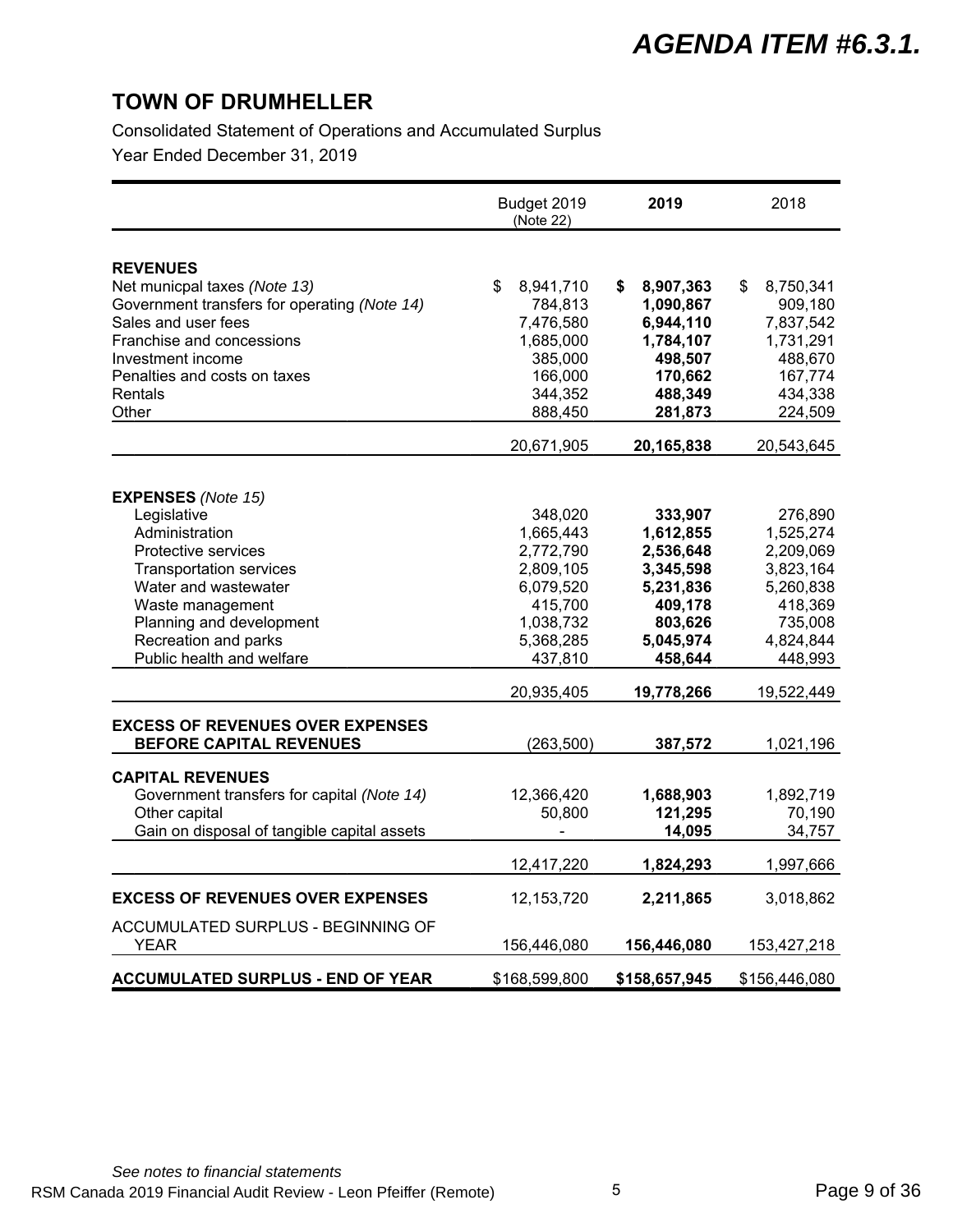# AGENDA ITEM #6.3.1.

## TOWN OF DRUMHELLER

Consolidated Statement of Operations and Accumulated Surplus

Year Ended December 31, 2019

| | Budget 2019 (Note 22) | **2019** | 2018 |
|---|---|---|---|
| **REVENUES** | | | |
| Net municpal taxes *(Note 13)* | $ 8,941,710 | **$ 8,907,363** | $ 8,750,341 |
| Government transfers for operating *(Note 14)* | 784,813 | **1,090,867** | 909,180 |
| Sales and user fees | 7,476,580 | **6,944,110** | 7,837,542 |
| Franchise and concessions | 1,685,000 | **1,784,107** | 1,731,291 |
| Investment income | 385,000 | **498,507** | 488,670 |
| Penalties and costs on taxes | 166,000 | **170,662** | 167,774 |
| Rentals | 344,352 | **488,349** | 434,338 |
| Other | 888,450 | **281,873** | 224,509 |
| | 20,671,905 | **20,165,838** | 20,543,645 |
| **EXPENSES** *(Note 15)* | | | |
| Legislative | 348,020 | **333,907** | 276,890 |
| Administration | 1,665,443 | **1,612,855** | 1,525,274 |
| Protective services | 2,772,790 | **2,536,648** | 2,209,069 |
| Transportation services | 2,809,105 | **3,345,598** | 3,823,164 |
| Water and wastewater | 6,079,520 | **5,231,836** | 5,260,838 |
| Waste management | 415,700 | **409,178** | 418,369 |
| Planning and development | 1,038,732 | **803,626** | 735,008 |
| Recreation and parks | 5,368,285 | **5,045,974** | 4,824,844 |
| Public health and welfare | 437,810 | **458,644** | 448,993 |
| | 20,935,405 | **19,778,266** | 19,522,449 |
| **EXCESS OF REVENUES OVER EXPENSES BEFORE CAPITAL REVENUES** | (263,500) | **387,572** | 1,021,196 |
| **CAPITAL REVENUES** | | | |
| Government transfers for capital *(Note 14)* | 12,366,420 | **1,688,903** | 1,892,719 |
| Other capital | 50,800 | **121,295** | 70,190 |
| Gain on disposal of tangible capital assets | - | **14,095** | 34,757 |
| | 12,417,220 | **1,824,293** | 1,997,666 |
| **EXCESS OF REVENUES OVER EXPENSES** | 12,153,720 | **2,211,865** | 3,018,862 |
| ACCUMULATED SURPLUS - BEGINNING OF YEAR | 156,446,080 | **156,446,080** | 153,427,218 |
| **ACCUMULATED SURPLUS - END OF YEAR** | $168,599,800 | **$158,657,945** | $156,446,080 |

*See notes to financial statements*

RSM Canada 2019 Financial Audit Review - Leon Pfeiffer (Remote)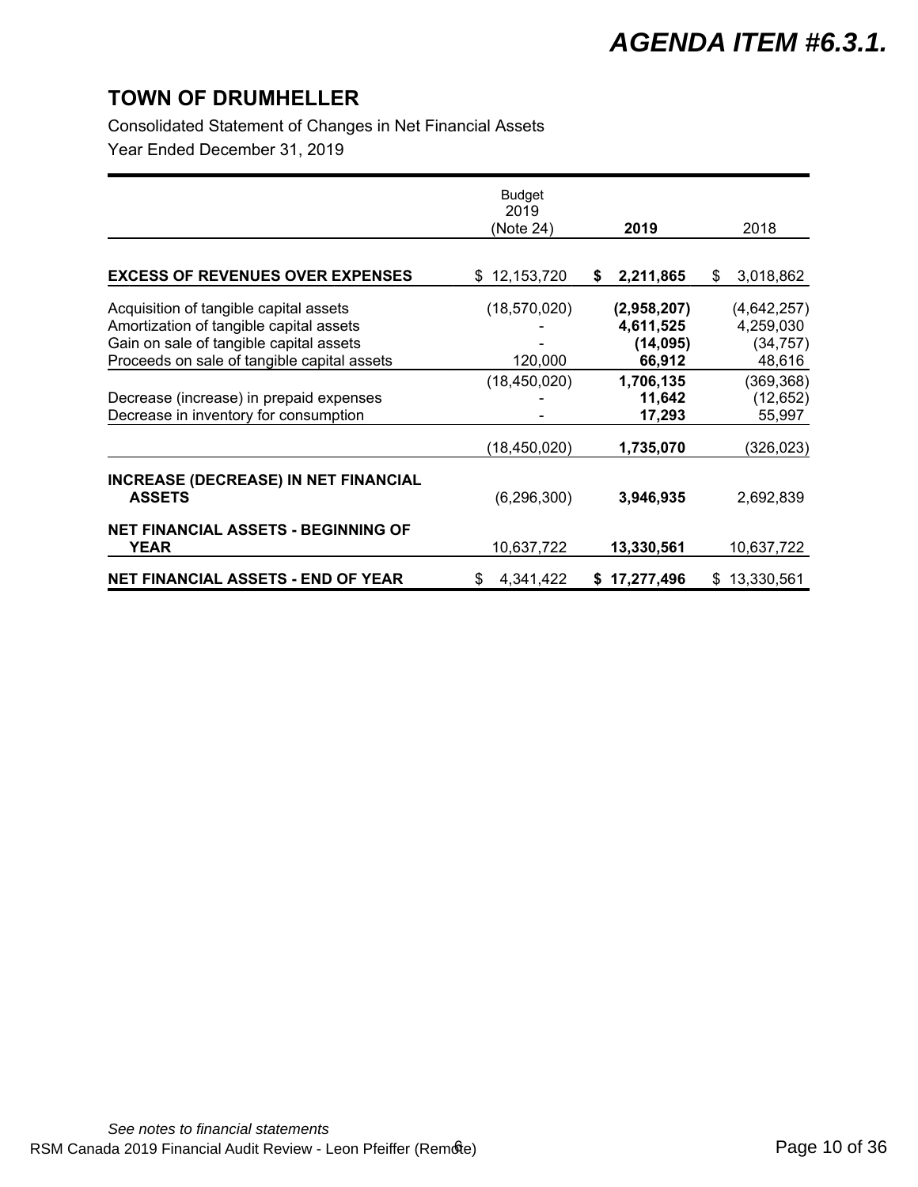AGENDA ITEM #6.3.1.

# TOWN OF DRUMHELLER

Consolidated Statement of Changes in Net Financial Assets

Year Ended December 31, 2019

| | Budget 2019 (Note 24) | 2019 | 2018 |
|---|---|---|---|
| **EXCESS OF REVENUES OVER EXPENSES** | $ 12,153,720 | **$ 2,211,865** | $ 3,018,862 |
| Acquisition of tangible capital assets | (18,570,020) | **(2,958,207)** | (4,642,257) |
| Amortization of tangible capital assets | - | **4,611,525** | 4,259,030 |
| Gain on sale of tangible capital assets | - | **(14,095)** | (34,757) |
| Proceeds on sale of tangible capital assets | 120,000 | **66,912** | 48,616 |
| | (18,450,020) | **1,706,135** | (369,368) |
| Decrease (increase) in prepaid expenses | - | **11,642** | (12,652) |
| Decrease in inventory for consumption | - | **17,293** | 55,997 |
| | (18,450,020) | **1,735,070** | (326,023) |
| **INCREASE (DECREASE) IN NET FINANCIAL ASSETS** | (6,296,300) | **3,946,935** | 2,692,839 |
| **NET FINANCIAL ASSETS - BEGINNING OF YEAR** | 10,637,722 | **13,330,561** | 10,637,722 |
| **NET FINANCIAL ASSETS - END OF YEAR** | $ 4,341,422 | **$ 17,277,496** | $ 13,330,561 |

*See notes to financial statements*

RSM Canada 2019 Financial Audit Review - Leon Pfeiffer (Remote)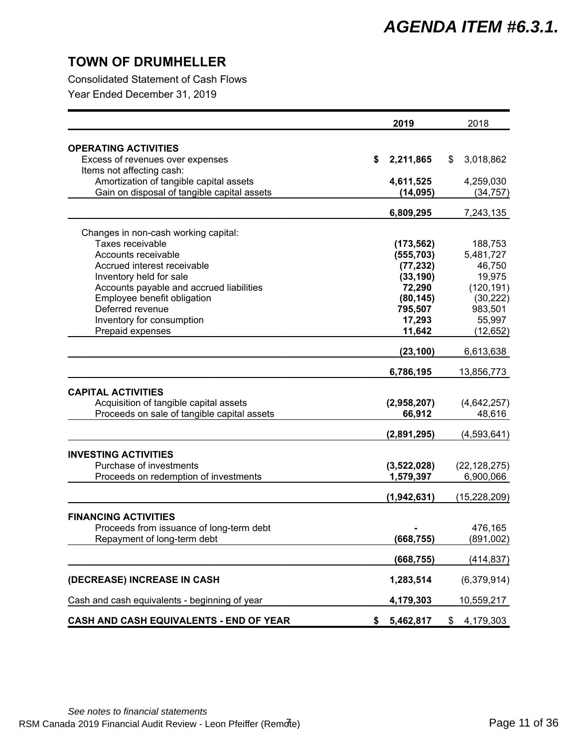# AGENDA ITEM #6.3.1.

## TOWN OF DRUMHELLER

Consolidated Statement of Cash Flows

Year Ended December 31, 2019

| | 2019 | 2018 |
|---|---|---|
| **OPERATING ACTIVITIES** | | |
| Excess of revenues over expenses | **$ 2,211,865** | $ 3,018,862 |
| Items not affecting cash: | | |
| Amortization of tangible capital assets | **4,611,525** | 4,259,030 |
| Gain on disposal of tangible capital assets | **(14,095)** | (34,757) |
| | **6,809,295** | 7,243,135 |
| Changes in non-cash working capital: | | |
| Taxes receivable | **(173,562)** | 188,753 |
| Accounts receivable | **(555,703)** | 5,481,727 |
| Accrued interest receivable | **(77,232)** | 46,750 |
| Inventory held for sale | **(33,190)** | 19,975 |
| Accounts payable and accrued liabilities | **72,290** | (120,191) |
| Employee benefit obligation | **(80,145)** | (30,222) |
| Deferred revenue | **795,507** | 983,501 |
| Inventory for consumption | **17,293** | 55,997 |
| Prepaid expenses | **11,642** | (12,652) |
| | **(23,100)** | 6,613,638 |
| | **6,786,195** | 13,856,773 |
| **CAPITAL ACTIVITIES** | | |
| Acquisition of tangible capital assets | **(2,958,207)** | (4,642,257) |
| Proceeds on sale of tangible capital assets | **66,912** | 48,616 |
| | **(2,891,295)** | (4,593,641) |
| **INVESTING ACTIVITIES** | | |
| Purchase of investments | **(3,522,028)** | (22,128,275) |
| Proceeds on redemption of investments | **1,579,397** | 6,900,066 |
| | **(1,942,631)** | (15,228,209) |
| **FINANCING ACTIVITIES** | | |
| Proceeds from issuance of long-term debt | **-** | 476,165 |
| Repayment of long-term debt | **(668,755)** | (891,002) |
| | **(668,755)** | (414,837) |
| **(DECREASE) INCREASE IN CASH** | **1,283,514** | (6,379,914) |
| Cash and cash equivalents - beginning of year | **4,179,303** | 10,559,217 |
| **CASH AND CASH EQUIVALENTS - END OF YEAR** | **$ 5,462,817** | $ 4,179,303 |

*See notes to financial statements*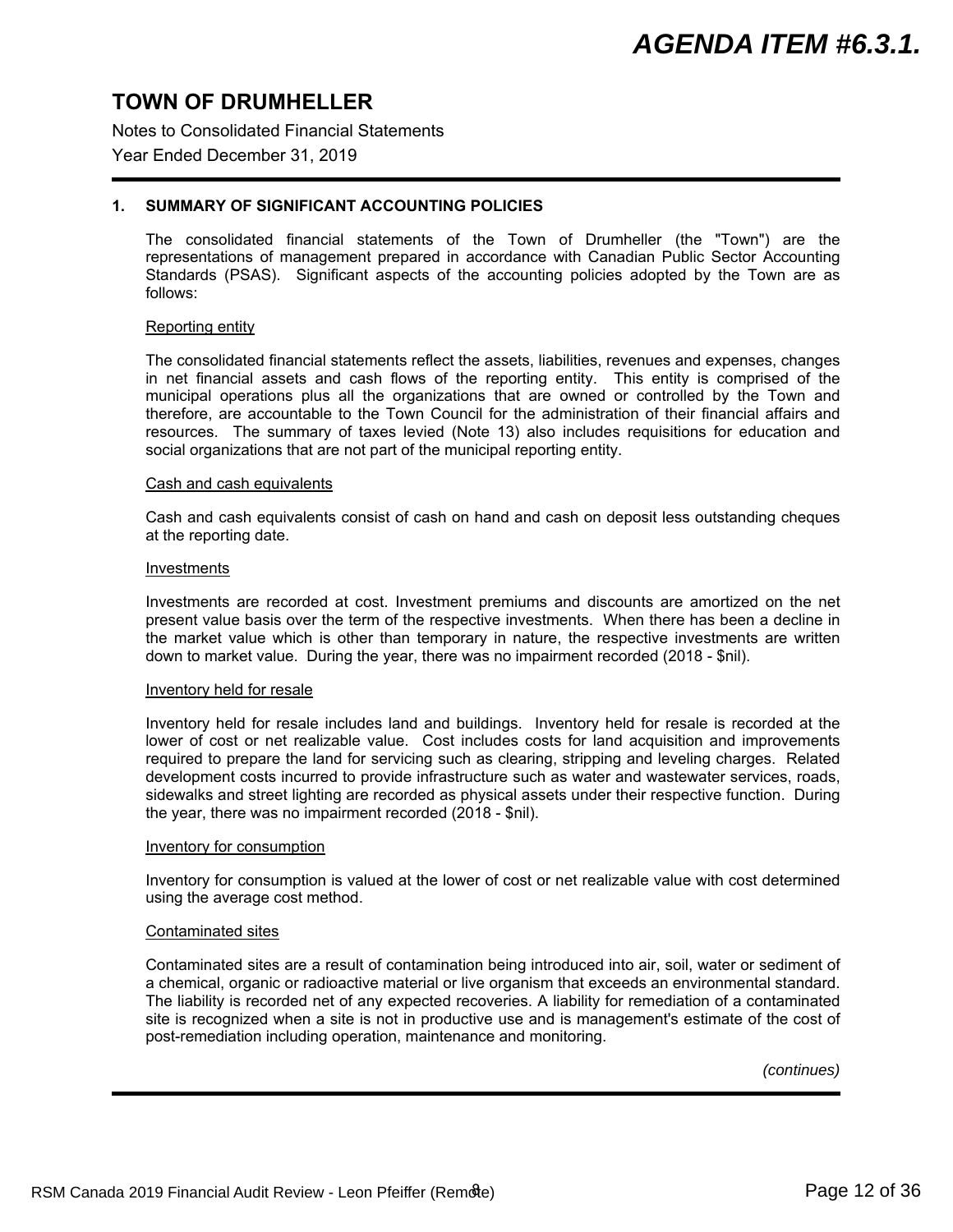# TOWN OF DRUMHELLER

Notes to Consolidated Financial Statements

Year Ended December 31, 2019

## 1. SUMMARY OF SIGNIFICANT ACCOUNTING POLICIES

The consolidated financial statements of the Town of Drumheller (the "Town") are the representations of management prepared in accordance with Canadian Public Sector Accounting Standards (PSAS). Significant aspects of the accounting policies adopted by the Town are as follows:

### Reporting entity

The consolidated financial statements reflect the assets, liabilities, revenues and expenses, changes in net financial assets and cash flows of the reporting entity. This entity is comprised of the municipal operations plus all the organizations that are owned or controlled by the Town and therefore, are accountable to the Town Council for the administration of their financial affairs and resources. The summary of taxes levied (Note 13) also includes requisitions for education and social organizations that are not part of the municipal reporting entity.

### Cash and cash equivalents

Cash and cash equivalents consist of cash on hand and cash on deposit less outstanding cheques at the reporting date.

### Investments

Investments are recorded at cost. Investment premiums and discounts are amortized on the net present value basis over the term of the respective investments. When there has been a decline in the market value which is other than temporary in nature, the respective investments are written down to market value. During the year, there was no impairment recorded (2018 - $nil).

### Inventory held for resale

Inventory held for resale includes land and buildings. Inventory held for resale is recorded at the lower of cost or net realizable value. Cost includes costs for land acquisition and improvements required to prepare the land for servicing such as clearing, stripping and leveling charges. Related development costs incurred to provide infrastructure such as water and wastewater services, roads, sidewalks and street lighting are recorded as physical assets under their respective function. During the year, there was no impairment recorded (2018 - $nil).

### Inventory for consumption

Inventory for consumption is valued at the lower of cost or net realizable value with cost determined using the average cost method.

### Contaminated sites

Contaminated sites are a result of contamination being introduced into air, soil, water or sediment of a chemical, organic or radioactive material or live organism that exceeds an environmental standard. The liability is recorded net of any expected recoveries. A liability for remediation of a contaminated site is recognized when a site is not in productive use and is management's estimate of the cost of post-remediation including operation, maintenance and monitoring.

*(continues)*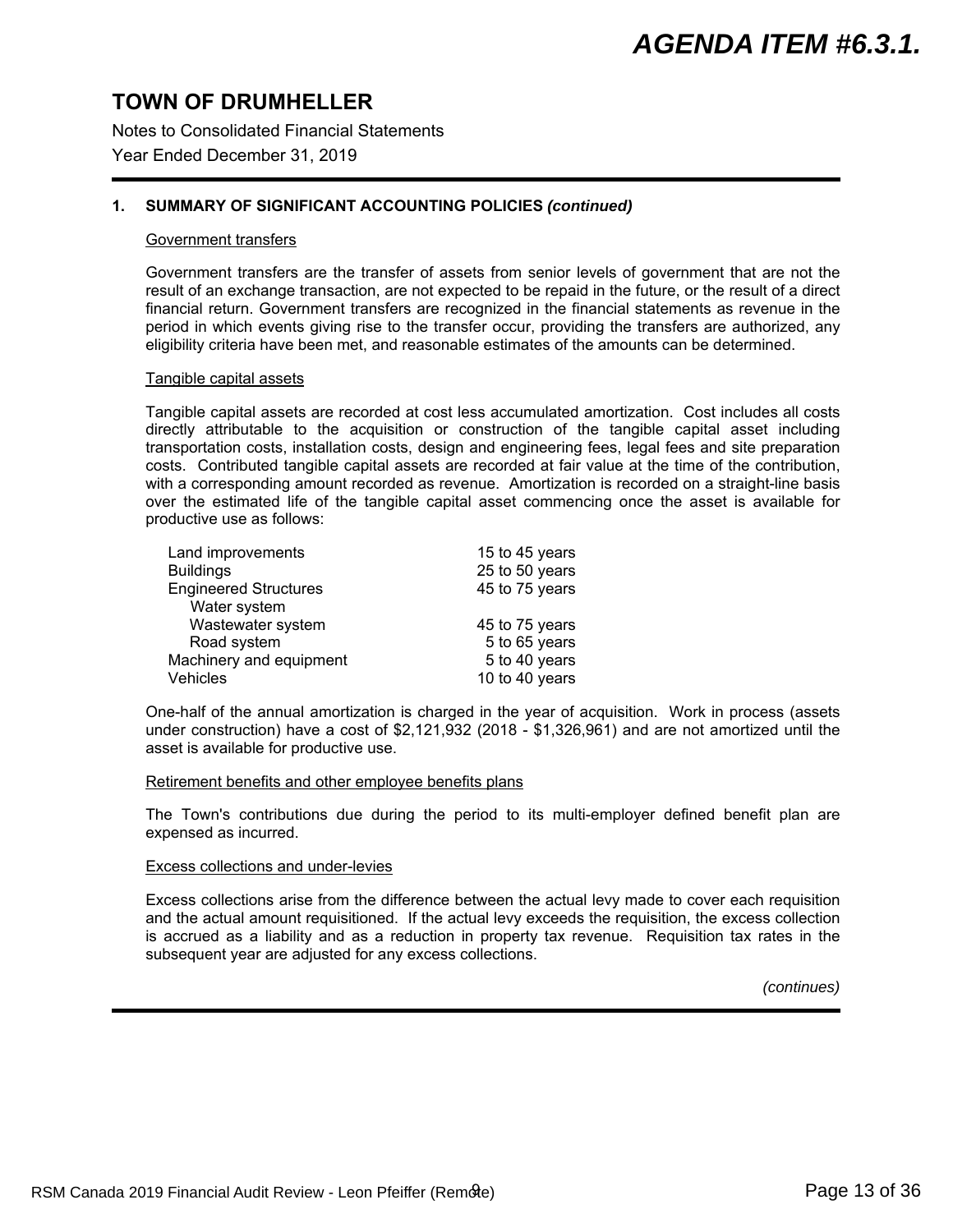# TOWN OF DRUMHELLER

Notes to Consolidated Financial Statements

Year Ended December 31, 2019

## 1. SUMMARY OF SIGNIFICANT ACCOUNTING POLICIES *(continued)*

### Government transfers

Government transfers are the transfer of assets from senior levels of government that are not the result of an exchange transaction, are not expected to be repaid in the future, or the result of a direct financial return. Government transfers are recognized in the financial statements as revenue in the period in which events giving rise to the transfer occur, providing the transfers are authorized, any eligibility criteria have been met, and reasonable estimates of the amounts can be determined.

### Tangible capital assets

Tangible capital assets are recorded at cost less accumulated amortization. Cost includes all costs directly attributable to the acquisition or construction of the tangible capital asset including transportation costs, installation costs, design and engineering fees, legal fees and site preparation costs. Contributed tangible capital assets are recorded at fair value at the time of the contribution, with a corresponding amount recorded as revenue. Amortization is recorded on a straight-line basis over the estimated life of the tangible capital asset commencing once the asset is available for productive use as follows:

| | |
|---|---|
| Land improvements | 15 to 45 years |
| Buildings | 25 to 50 years |
| Engineered Structures | 45 to 75 years |
| Water system | |
| Wastewater system | 45 to 75 years |
| Road system | 5 to 65 years |
| Machinery and equipment | 5 to 40 years |
| Vehicles | 10 to 40 years |

One-half of the annual amortization is charged in the year of acquisition. Work in process (assets under construction) have a cost of $2,121,932 (2018 - $1,326,961) and are not amortized until the asset is available for productive use.

### Retirement benefits and other employee benefits plans

The Town's contributions due during the period to its multi-employer defined benefit plan are expensed as incurred.

### Excess collections and under-levies

Excess collections arise from the difference between the actual levy made to cover each requisition and the actual amount requisitioned. If the actual levy exceeds the requisition, the excess collection is accrued as a liability and as a reduction in property tax revenue. Requisition tax rates in the subsequent year are adjusted for any excess collections.

*(continues)*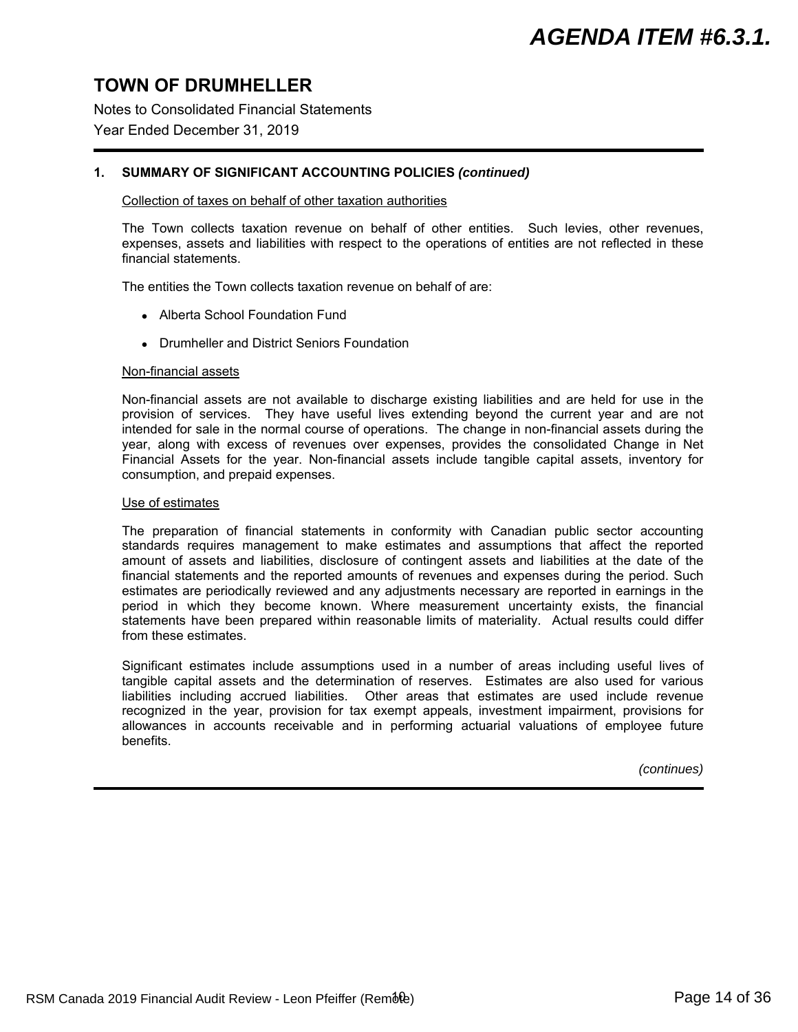# TOWN OF DRUMHELLER

Notes to Consolidated Financial Statements

Year Ended December 31, 2019

## 1. SUMMARY OF SIGNIFICANT ACCOUNTING POLICIES *(continued)*

Collection of taxes on behalf of other taxation authorities

The Town collects taxation revenue on behalf of other entities. Such levies, other revenues, expenses, assets and liabilities with respect to the operations of entities are not reflected in these financial statements.

The entities the Town collects taxation revenue on behalf of are:

- Alberta School Foundation Fund
- Drumheller and District Seniors Foundation

Non-financial assets

Non-financial assets are not available to discharge existing liabilities and are held for use in the provision of services. They have useful lives extending beyond the current year and are not intended for sale in the normal course of operations. The change in non-financial assets during the year, along with excess of revenues over expenses, provides the consolidated Change in Net Financial Assets for the year. Non-financial assets include tangible capital assets, inventory for consumption, and prepaid expenses.

Use of estimates

The preparation of financial statements in conformity with Canadian public sector accounting standards requires management to make estimates and assumptions that affect the reported amount of assets and liabilities, disclosure of contingent assets and liabilities at the date of the financial statements and the reported amounts of revenues and expenses during the period. Such estimates are periodically reviewed and any adjustments necessary are reported in earnings in the period in which they become known. Where measurement uncertainty exists, the financial statements have been prepared within reasonable limits of materiality. Actual results could differ from these estimates.

Significant estimates include assumptions used in a number of areas including useful lives of tangible capital assets and the determination of reserves. Estimates are also used for various liabilities including accrued liabilities. Other areas that estimates are used include revenue recognized in the year, provision for tax exempt appeals, investment impairment, provisions for allowances in accounts receivable and in performing actuarial valuations of employee future benefits.

*(continues)*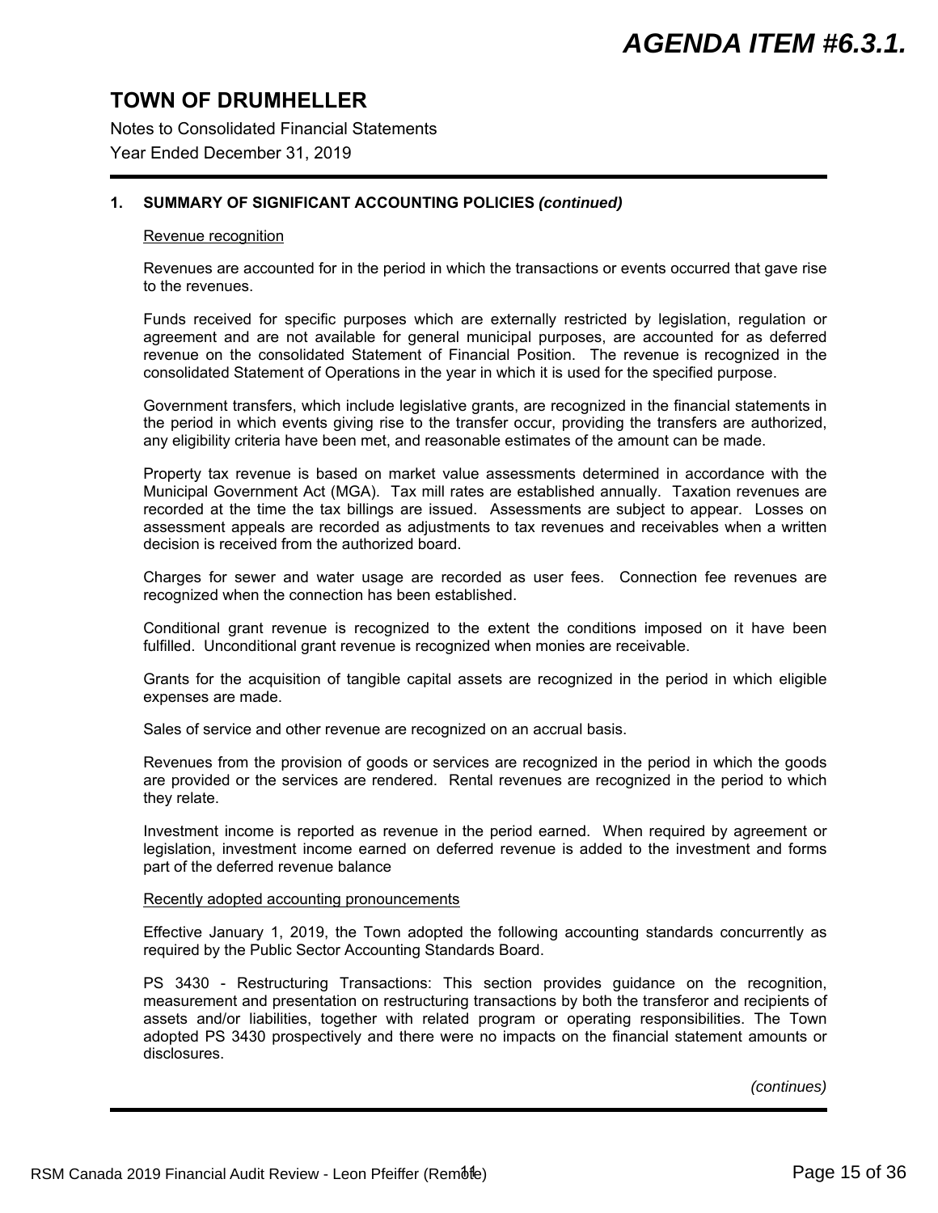# TOWN OF DRUMHELLER

Notes to Consolidated Financial Statements

Year Ended December 31, 2019

## 1. SUMMARY OF SIGNIFICANT ACCOUNTING POLICIES *(continued)*

### Revenue recognition

Revenues are accounted for in the period in which the transactions or events occurred that gave rise to the revenues.

Funds received for specific purposes which are externally restricted by legislation, regulation or agreement and are not available for general municipal purposes, are accounted for as deferred revenue on the consolidated Statement of Financial Position. The revenue is recognized in the consolidated Statement of Operations in the year in which it is used for the specified purpose.

Government transfers, which include legislative grants, are recognized in the financial statements in the period in which events giving rise to the transfer occur, providing the transfers are authorized, any eligibility criteria have been met, and reasonable estimates of the amount can be made.

Property tax revenue is based on market value assessments determined in accordance with the Municipal Government Act (MGA). Tax mill rates are established annually. Taxation revenues are recorded at the time the tax billings are issued. Assessments are subject to appear. Losses on assessment appeals are recorded as adjustments to tax revenues and receivables when a written decision is received from the authorized board.

Charges for sewer and water usage are recorded as user fees. Connection fee revenues are recognized when the connection has been established.

Conditional grant revenue is recognized to the extent the conditions imposed on it have been fulfilled. Unconditional grant revenue is recognized when monies are receivable.

Grants for the acquisition of tangible capital assets are recognized in the period in which eligible expenses are made.

Sales of service and other revenue are recognized on an accrual basis.

Revenues from the provision of goods or services are recognized in the period in which the goods are provided or the services are rendered. Rental revenues are recognized in the period to which they relate.

Investment income is reported as revenue in the period earned. When required by agreement or legislation, investment income earned on deferred revenue is added to the investment and forms part of the deferred revenue balance

### Recently adopted accounting pronouncements

Effective January 1, 2019, the Town adopted the following accounting standards concurrently as required by the Public Sector Accounting Standards Board.

PS 3430 - Restructuring Transactions: This section provides guidance on the recognition, measurement and presentation on restructuring transactions by both the transferor and recipients of assets and/or liabilities, together with related program or operating responsibilities. The Town adopted PS 3430 prospectively and there were no impacts on the financial statement amounts or disclosures.

*(continues)*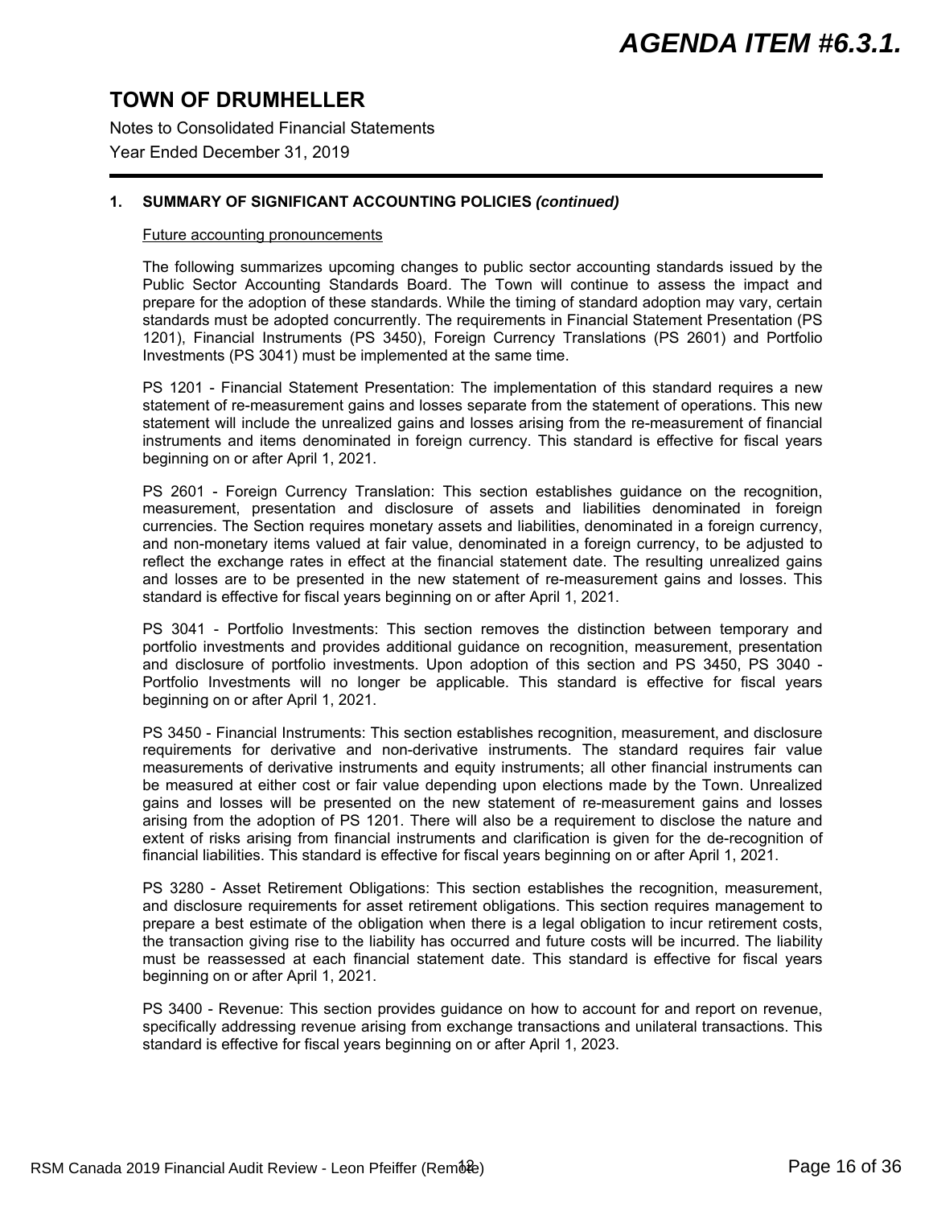# TOWN OF DRUMHELLER

Notes to Consolidated Financial Statements

Year Ended December 31, 2019

**1. SUMMARY OF SIGNIFICANT ACCOUNTING POLICIES *(continued)***

Future accounting pronouncements

The following summarizes upcoming changes to public sector accounting standards issued by the Public Sector Accounting Standards Board. The Town will continue to assess the impact and prepare for the adoption of these standards. While the timing of standard adoption may vary, certain standards must be adopted concurrently. The requirements in Financial Statement Presentation (PS 1201), Financial Instruments (PS 3450), Foreign Currency Translations (PS 2601) and Portfolio Investments (PS 3041) must be implemented at the same time.

PS 1201 - Financial Statement Presentation: The implementation of this standard requires a new statement of re-measurement gains and losses separate from the statement of operations. This new statement will include the unrealized gains and losses arising from the re-measurement of financial instruments and items denominated in foreign currency. This standard is effective for fiscal years beginning on or after April 1, 2021.

PS 2601 - Foreign Currency Translation: This section establishes guidance on the recognition, measurement, presentation and disclosure of assets and liabilities denominated in foreign currencies. The Section requires monetary assets and liabilities, denominated in a foreign currency, and non-monetary items valued at fair value, denominated in a foreign currency, to be adjusted to reflect the exchange rates in effect at the financial statement date. The resulting unrealized gains and losses are to be presented in the new statement of re-measurement gains and losses. This standard is effective for fiscal years beginning on or after April 1, 2021.

PS 3041 - Portfolio Investments: This section removes the distinction between temporary and portfolio investments and provides additional guidance on recognition, measurement, presentation and disclosure of portfolio investments. Upon adoption of this section and PS 3450, PS 3040 - Portfolio Investments will no longer be applicable. This standard is effective for fiscal years beginning on or after April 1, 2021.

PS 3450 - Financial Instruments: This section establishes recognition, measurement, and disclosure requirements for derivative and non-derivative instruments. The standard requires fair value measurements of derivative instruments and equity instruments; all other financial instruments can be measured at either cost or fair value depending upon elections made by the Town. Unrealized gains and losses will be presented on the new statement of re-measurement gains and losses arising from the adoption of PS 1201. There will also be a requirement to disclose the nature and extent of risks arising from financial instruments and clarification is given for the de-recognition of financial liabilities. This standard is effective for fiscal years beginning on or after April 1, 2021.

PS 3280 - Asset Retirement Obligations: This section establishes the recognition, measurement, and disclosure requirements for asset retirement obligations. This section requires management to prepare a best estimate of the obligation when there is a legal obligation to incur retirement costs, the transaction giving rise to the liability has occurred and future costs will be incurred. The liability must be reassessed at each financial statement date. This standard is effective for fiscal years beginning on or after April 1, 2021.

PS 3400 - Revenue: This section provides guidance on how to account for and report on revenue, specifically addressing revenue arising from exchange transactions and unilateral transactions. This standard is effective for fiscal years beginning on or after April 1, 2023.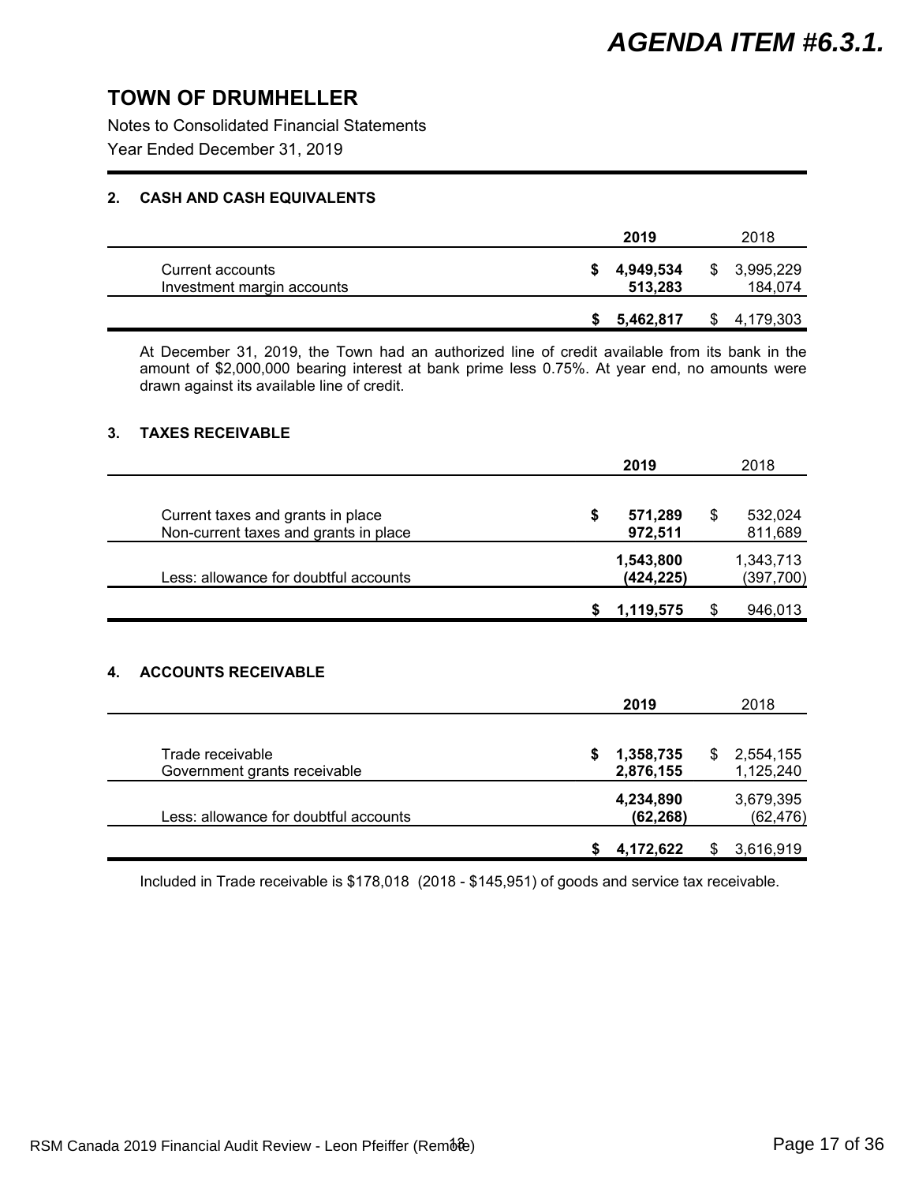# TOWN OF DRUMHELLER

Notes to Consolidated Financial Statements

Year Ended December 31, 2019

## 2. CASH AND CASH EQUIVALENTS

| | 2019 | 2018 |
|---|---|---|
| Current accounts | **$ 4,949,534** | $ 3,995,229 |
| Investment margin accounts | **513,283** | 184,074 |
| | **$ 5,462,817** | $ 4,179,303 |

At December 31, 2019, the Town had an authorized line of credit available from its bank in the amount of $2,000,000 bearing interest at bank prime less 0.75%. At year end, no amounts were drawn against its available line of credit.

## 3. TAXES RECEIVABLE

| | 2019 | 2018 |
|---|---|---|
| Current taxes and grants in place | **$ 571,289** | $ 532,024 |
| Non-current taxes and grants in place | **972,511** | 811,689 |
| | **1,543,800** | 1,343,713 |
| Less: allowance for doubtful accounts | **(424,225)** | (397,700) |
| | **$ 1,119,575** | $ 946,013 |

## 4. ACCOUNTS RECEIVABLE

| | 2019 | 2018 |
|---|---|---|
| Trade receivable | **$ 1,358,735** | $ 2,554,155 |
| Government grants receivable | **2,876,155** | 1,125,240 |
| | **4,234,890** | 3,679,395 |
| Less: allowance for doubtful accounts | **(62,268)** | (62,476) |
| | **$ 4,172,622** | $ 3,616,919 |

Included in Trade receivable is $178,018 (2018 - $145,951) of goods and service tax receivable.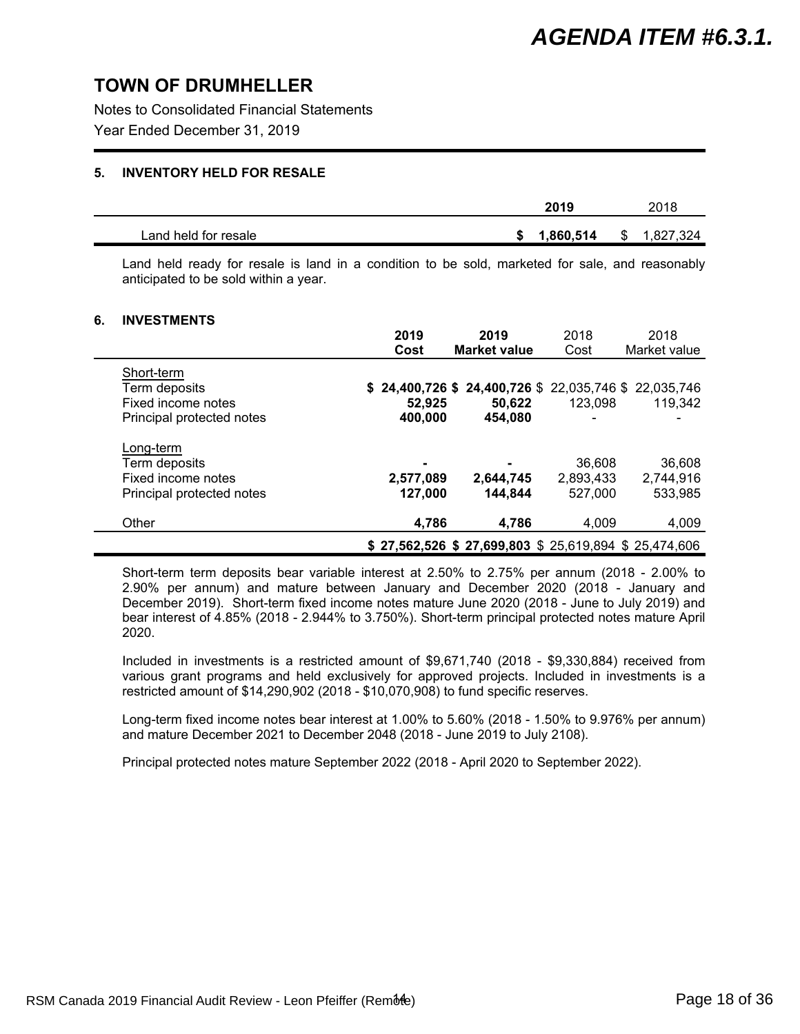# TOWN OF DRUMHELLER

Notes to Consolidated Financial Statements

Year Ended December 31, 2019

## 5. INVENTORY HELD FOR RESALE

| | 2019 | 2018 |
|---|---|---|
| Land held for resale | **$ 1,860,514** | $ 1,827,324 |

Land held ready for resale is land in a condition to be sold, marketed for sale, and reasonably anticipated to be sold within a year.

## 6. INVESTMENTS

| | 2019 Cost | 2019 Market value | 2018 Cost | 2018 Market value |
|---|---|---|---|---|
| Short-term | | | | |
| Term deposits | **$ 24,400,726** | **$ 24,400,726** | $ 22,035,746 | $ 22,035,746 |
| Fixed income notes | **52,925** | **50,622** | 123,098 | 119,342 |
| Principal protected notes | **400,000** | **454,080** | - | - |
| Long-term | | | | |
| Term deposits | **-** | **-** | 36,608 | 36,608 |
| Fixed income notes | **2,577,089** | **2,644,745** | 2,893,433 | 2,744,916 |
| Principal protected notes | **127,000** | **144,844** | 527,000 | 533,985 |
| Other | **4,786** | **4,786** | 4,009 | 4,009 |
| | **$ 27,562,526** | **$ 27,699,803** | $ 25,619,894 | $ 25,474,606 |

Short-term term deposits bear variable interest at 2.50% to 2.75% per annum (2018 - 2.00% to 2.90% per annum) and mature between January and December 2020 (2018 - January and December 2019). Short-term fixed income notes mature June 2020 (2018 - June to July 2019) and bear interest of 4.85% (2018 - 2.944% to 3.750%). Short-term principal protected notes mature April 2020.

Included in investments is a restricted amount of $9,671,740 (2018 - $9,330,884) received from various grant programs and held exclusively for approved projects. Included in investments is a restricted amount of $14,290,902 (2018 - $10,070,908) to fund specific reserves.

Long-term fixed income notes bear interest at 1.00% to 5.60% (2018 - 1.50% to 9.976% per annum) and mature December 2021 to December 2048 (2018 - June 2019 to July 2108).

Principal protected notes mature September 2022 (2018 - April 2020 to September 2022).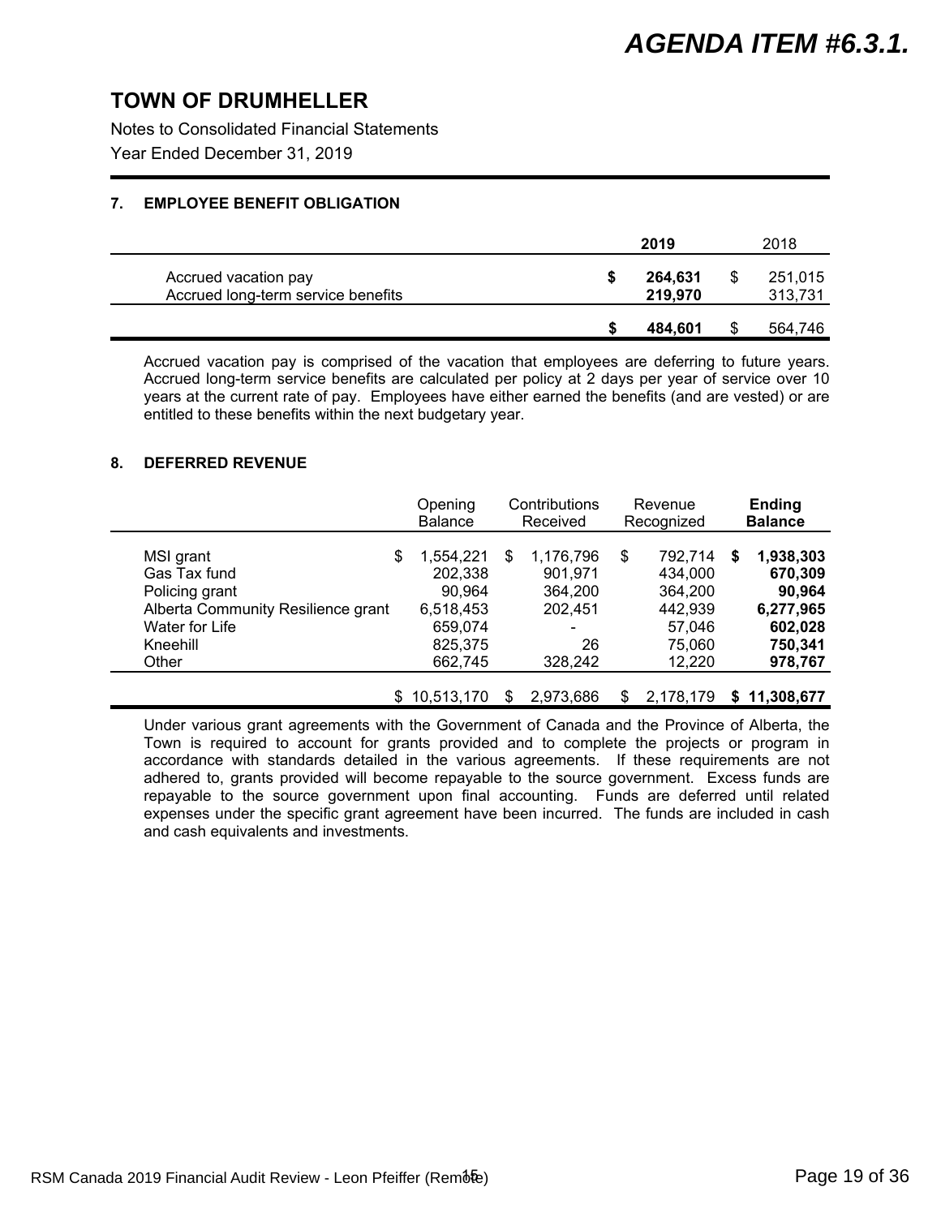# AGENDA ITEM #6.3.1.

## TOWN OF DRUMHELLER

Notes to Consolidated Financial Statements

Year Ended December 31, 2019

### 7. EMPLOYEE BENEFIT OBLIGATION

| | 2019 | 2018 |
|---|---|---|
| Accrued vacation pay | **$ 264,631** | $ 251,015 |
| Accrued long-term service benefits | **219,970** | 313,731 |
| | **$ 484,601** | $ 564,746 |

Accrued vacation pay is comprised of the vacation that employees are deferring to future years. Accrued long-term service benefits are calculated per policy at 2 days per year of service over 10 years at the current rate of pay. Employees have either earned the benefits (and are vested) or are entitled to these benefits within the next budgetary year.

### 8. DEFERRED REVENUE

| | Opening Balance | Contributions Received | Revenue Recognized | **Ending Balance** |
|---|---|---|---|---|
| MSI grant | $ 1,554,221 | $ 1,176,796 | $ 792,714 | **$ 1,938,303** |
| Gas Tax fund | 202,338 | 901,971 | 434,000 | **670,309** |
| Policing grant | 90,964 | 364,200 | 364,200 | **90,964** |
| Alberta Community Resilience grant | 6,518,453 | 202,451 | 442,939 | **6,277,965** |
| Water for Life | 659,074 | - | 57,046 | **602,028** |
| Kneehill | 825,375 | 26 | 75,060 | **750,341** |
| Other | 662,745 | 328,242 | 12,220 | **978,767** |
| | $ 10,513,170 | $ 2,973,686 | $ 2,178,179 | **$ 11,308,677** |

Under various grant agreements with the Government of Canada and the Province of Alberta, the Town is required to account for grants provided and to complete the projects or program in accordance with standards detailed in the various agreements. If these requirements are not adhered to, grants provided will become repayable to the source government. Excess funds are repayable to the source government upon final accounting. Funds are deferred until related expenses under the specific grant agreement have been incurred. The funds are included in cash and cash equivalents and investments.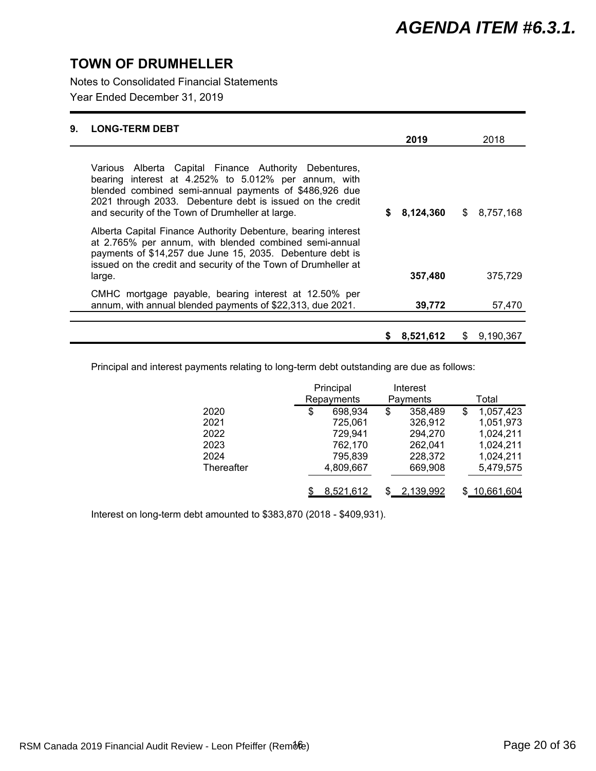# TOWN OF DRUMHELLER

Notes to Consolidated Financial Statements

Year Ended December 31, 2019

## 9. LONG-TERM DEBT

| | 2019 | 2018 |
|---|---|---|
| Various Alberta Capital Finance Authority Debentures, bearing interest at 4.252% to 5.012% per annum, with blended combined semi-annual payments of $486,926 due 2021 through 2033. Debenture debt is issued on the credit and security of the Town of Drumheller at large. | **$ 8,124,360** | $ 8,757,168 |
| Alberta Capital Finance Authority Debenture, bearing interest at 2.765% per annum, with blended combined semi-annual payments of $14,257 due June 15, 2035. Debenture debt is issued on the credit and security of the Town of Drumheller at large. | **357,480** | 375,729 |
| CMHC mortgage payable, bearing interest at 12.50% per annum, with annual blended payments of $22,313, due 2021. | **39,772** | 57,470 |
| | **$ 8,521,612** | $ 9,190,367 |

Principal and interest payments relating to long-term debt outstanding are due as follows:

| | Principal Repayments | Interest Payments | Total |
|---|---|---|---|
| 2020 | $ 698,934 | $ 358,489 | $ 1,057,423 |
| 2021 | 725,061 | 326,912 | 1,051,973 |
| 2022 | 729,941 | 294,270 | 1,024,211 |
| 2023 | 762,170 | 262,041 | 1,024,211 |
| 2024 | 795,839 | 228,372 | 1,024,211 |
| Thereafter | 4,809,667 | 669,908 | 5,479,575 |
| | $ 8,521,612 | $ 2,139,992 | $ 10,661,604 |

Interest on long-term debt amounted to $383,870 (2018 - $409,931).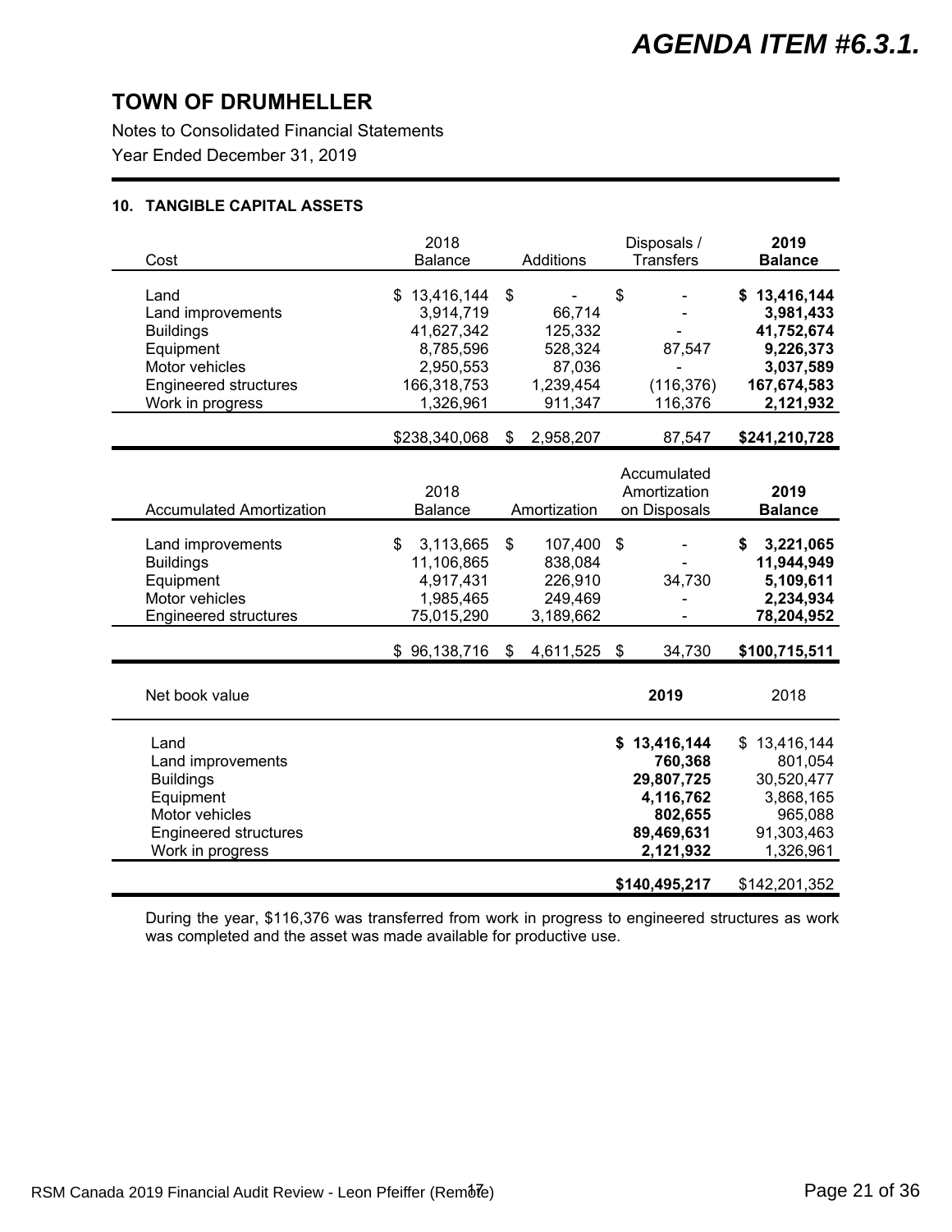*AGENDA ITEM #6.3.1.*

## TOWN OF DRUMHELLER

Notes to Consolidated Financial Statements

Year Ended December 31, 2019

### 10. TANGIBLE CAPITAL ASSETS

| Cost | 2018 Balance | Additions | Disposals / Transfers | **2019 Balance** |
|---|---|---|---|---|
| Land | $ 13,416,144 | $ - | $ - | **$ 13,416,144** |
| Land improvements | 3,914,719 | 66,714 | - | **3,981,433** |
| Buildings | 41,627,342 | 125,332 | - | **41,752,674** |
| Equipment | 8,785,596 | 528,324 | 87,547 | **9,226,373** |
| Motor vehicles | 2,950,553 | 87,036 | - | **3,037,589** |
| Engineered structures | 166,318,753 | 1,239,454 | (116,376) | **167,674,583** |
| Work in progress | 1,326,961 | 911,347 | 116,376 | **2,121,932** |
| | $238,340,068 | $ 2,958,207 | 87,547 | **$241,210,728** |

| Accumulated Amortization | 2018 Balance | Amortization | Accumulated Amortization on Disposals | **2019 Balance** |
|---|---|---|---|---|
| Land improvements | $ 3,113,665 | $ 107,400 | $ - | **$ 3,221,065** |
| Buildings | 11,106,865 | 838,084 | - | **11,944,949** |
| Equipment | 4,917,431 | 226,910 | 34,730 | **5,109,611** |
| Motor vehicles | 1,985,465 | 249,469 | - | **2,234,934** |
| Engineered structures | 75,015,290 | 3,189,662 | - | **78,204,952** |
| | $ 96,138,716 | $ 4,611,525 | $ 34,730 | **$100,715,511** |

| Net book value | **2019** | 2018 |
|---|---|---|
| Land | **$ 13,416,144** | $ 13,416,144 |
| Land improvements | **760,368** | 801,054 |
| Buildings | **29,807,725** | 30,520,477 |
| Equipment | **4,116,762** | 3,868,165 |
| Motor vehicles | **802,655** | 965,088 |
| Engineered structures | **89,469,631** | 91,303,463 |
| Work in progress | **2,121,932** | 1,326,961 |
| | **$140,495,217** | $142,201,352 |

During the year, $116,376 was transferred from work in progress to engineered structures as work was completed and the asset was made available for productive use.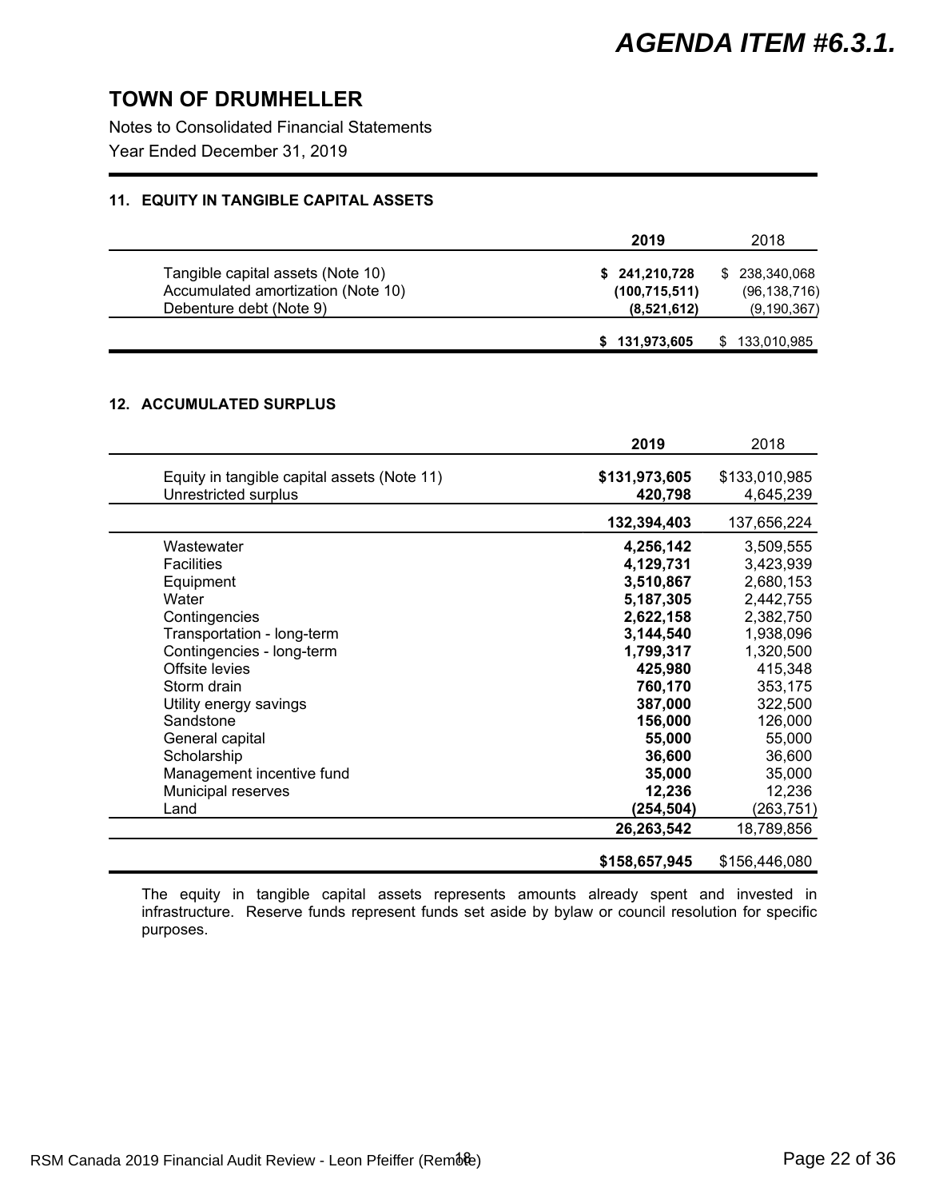## TOWN OF DRUMHELLER

Notes to Consolidated Financial Statements

Year Ended December 31, 2019

### 11. EQUITY IN TANGIBLE CAPITAL ASSETS

| | 2019 | 2018 |
|---|---|---|
| Tangible capital assets (Note 10) | **$ 241,210,728** | $ 238,340,068 |
| Accumulated amortization (Note 10) | **(100,715,511)** | (96,138,716) |
| Debenture debt (Note 9) | **(8,521,612)** | (9,190,367) |
| | **$ 131,973,605** | $ 133,010,985 |

### 12. ACCUMULATED SURPLUS

| | 2019 | 2018 |
|---|---|---|
| Equity in tangible capital assets (Note 11) | **$131,973,605** | $133,010,985 |
| Unrestricted surplus | **420,798** | 4,645,239 |
| | **132,394,403** | 137,656,224 |
| Wastewater | **4,256,142** | 3,509,555 |
| Facilities | **4,129,731** | 3,423,939 |
| Equipment | **3,510,867** | 2,680,153 |
| Water | **5,187,305** | 2,442,755 |
| Contingencies | **2,622,158** | 2,382,750 |
| Transportation - long-term | **3,144,540** | 1,938,096 |
| Contingencies - long-term | **1,799,317** | 1,320,500 |
| Offsite levies | **425,980** | 415,348 |
| Storm drain | **760,170** | 353,175 |
| Utility energy savings | **387,000** | 322,500 |
| Sandstone | **156,000** | 126,000 |
| General capital | **55,000** | 55,000 |
| Scholarship | **36,600** | 36,600 |
| Management incentive fund | **35,000** | 35,000 |
| Municipal reserves | **12,236** | 12,236 |
| Land | **(254,504)** | (263,751) |
| | **26,263,542** | 18,789,856 |
| | **$158,657,945** | $156,446,080 |

The equity in tangible capital assets represents amounts already spent and invested in infrastructure. Reserve funds represent funds set aside by bylaw or council resolution for specific purposes.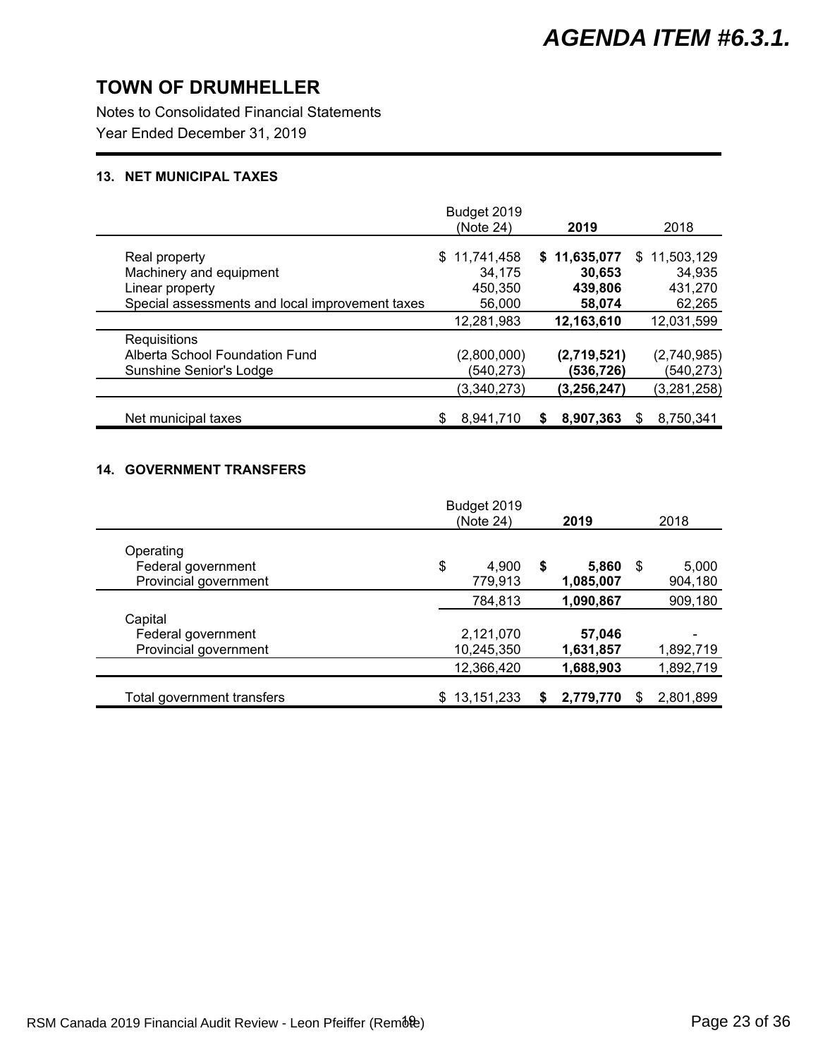# TOWN OF DRUMHELLER

Notes to Consolidated Financial Statements

Year Ended December 31, 2019

### 13. NET MUNICIPAL TAXES

| | Budget 2019 (Note 24) | 2019 | 2018 |
|---|---|---|---|
| Real property | $ 11,741,458 | **$ 11,635,077** | $ 11,503,129 |
| Machinery and equipment | 34,175 | **30,653** | 34,935 |
| Linear property | 450,350 | **439,806** | 431,270 |
| Special assessments and local improvement taxes | 56,000 | **58,074** | 62,265 |
| | 12,281,983 | **12,163,610** | 12,031,599 |
| Requisitions | | | |
| Alberta School Foundation Fund | (2,800,000) | **(2,719,521)** | (2,740,985) |
| Sunshine Senior's Lodge | (540,273) | **(536,726)** | (540,273) |
| | (3,340,273) | **(3,256,247)** | (3,281,258) |
| Net municipal taxes | $ 8,941,710 | **$ 8,907,363** | $ 8,750,341 |

### 14. GOVERNMENT TRANSFERS

| | Budget 2019 (Note 24) | 2019 | 2018 |
|---|---|---|---|
| Operating | | | |
| Federal government | $ 4,900 | **$ 5,860** | $ 5,000 |
| Provincial government | 779,913 | **1,085,007** | 904,180 |
| | 784,813 | **1,090,867** | 909,180 |
| Capital | | | |
| Federal government | 2,121,070 | **57,046** | - |
| Provincial government | 10,245,350 | **1,631,857** | 1,892,719 |
| | 12,366,420 | **1,688,903** | 1,892,719 |
| Total government transfers | $ 13,151,233 | **$ 2,779,770** | $ 2,801,899 |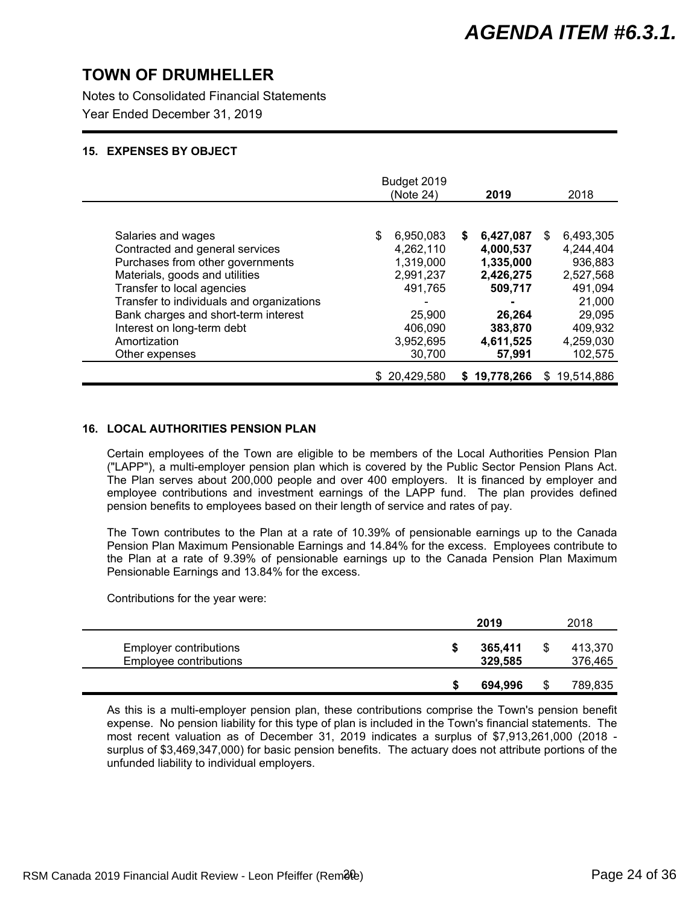# TOWN OF DRUMHELLER

Notes to Consolidated Financial Statements

Year Ended December 31, 2019

## 15. EXPENSES BY OBJECT

| | Budget 2019 (Note 24) | **2019** | 2018 |
|---|---|---|---|
| Salaries and wages | $ 6,950,083 | **$ 6,427,087** | $ 6,493,305 |
| Contracted and general services | 4,262,110 | **4,000,537** | 4,244,404 |
| Purchases from other governments | 1,319,000 | **1,335,000** | 936,883 |
| Materials, goods and utilities | 2,991,237 | **2,426,275** | 2,527,568 |
| Transfer to local agencies | 491,765 | **509,717** | 491,094 |
| Transfer to individuals and organizations | - | **-** | 21,000 |
| Bank charges and short-term interest | 25,900 | **26,264** | 29,095 |
| Interest on long-term debt | 406,090 | **383,870** | 409,932 |
| Amortization | 3,952,695 | **4,611,525** | 4,259,030 |
| Other expenses | 30,700 | **57,991** | 102,575 |
| | $ 20,429,580 | **$ 19,778,266** | $ 19,514,886 |

## 16. LOCAL AUTHORITIES PENSION PLAN

Certain employees of the Town are eligible to be members of the Local Authorities Pension Plan ("LAPP"), a multi-employer pension plan which is covered by the Public Sector Pension Plans Act. The Plan serves about 200,000 people and over 400 employers. It is financed by employer and employee contributions and investment earnings of the LAPP fund. The plan provides defined pension benefits to employees based on their length of service and rates of pay.

The Town contributes to the Plan at a rate of 10.39% of pensionable earnings up to the Canada Pension Plan Maximum Pensionable Earnings and 14.84% for the excess. Employees contribute to the Plan at a rate of 9.39% of pensionable earnings up to the Canada Pension Plan Maximum Pensionable Earnings and 13.84% for the excess.

Contributions for the year were:

| | **2019** | 2018 |
|---|---|---|
| Employer contributions | **$ 365,411** | $ 413,370 |
| Employee contributions | **329,585** | 376,465 |
| | **$ 694,996** | $ 789,835 |

As this is a multi-employer pension plan, these contributions comprise the Town's pension benefit expense. No pension liability for this type of plan is included in the Town's financial statements. The most recent valuation as of December 31, 2019 indicates a surplus of $7,913,261,000 (2018 - surplus of $3,469,347,000) for basic pension benefits. The actuary does not attribute portions of the unfunded liability to individual employers.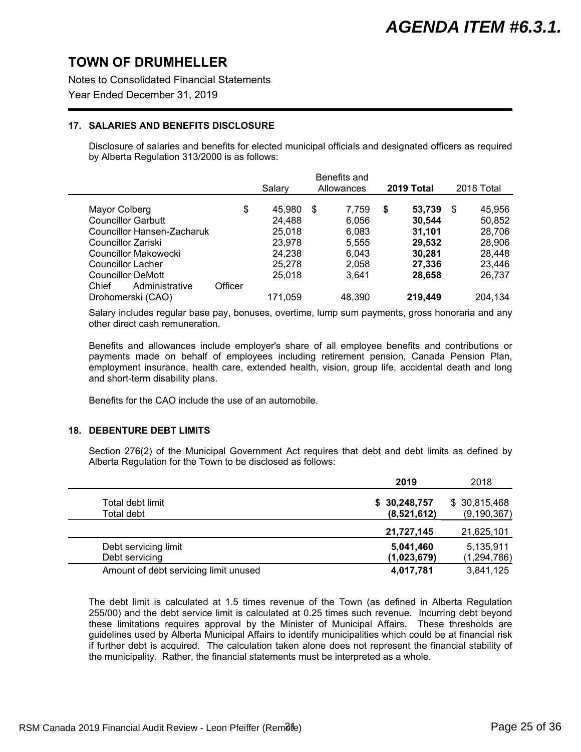# TOWN OF DRUMHELLER

Notes to Consolidated Financial Statements

Year Ended December 31, 2019

### 17. SALARIES AND BENEFITS DISCLOSURE

Disclosure of salaries and benefits for elected municipal officials and designated officers as required by Alberta Regulation 313/2000 is as follows:

| | Salary | Benefits and Allowances | **2019 Total** | 2018 Total |
|---|---|---|---|---|
| Mayor Colberg | $ 45,980 | $ 7,759 | **$ 53,739** | $ 45,956 |
| Councillor Garbutt | 24,488 | 6,056 | **30,544** | 50,852 |
| Councillor Hansen-Zacharuk | 25,018 | 6,083 | **31,101** | 28,706 |
| Councillor Zariski | 23,978 | 5,555 | **29,532** | 28,906 |
| Councillor Makowecki | 24,238 | 6,043 | **30,281** | 28,448 |
| Councillor Lacher | 25,278 | 2,058 | **27,336** | 23,446 |
| Councillor DeMott | 25,018 | 3,641 | **28,658** | 26,737 |
| Chief Administrative Officer Drohomerski (CAO) | 171,059 | 48,390 | **219,449** | 204,134 |

Salary includes regular base pay, bonuses, overtime, lump sum payments, gross honoraria and any other direct cash remuneration.

Benefits and allowances include employer's share of all employee benefits and contributions or payments made on behalf of employees including retirement pension, Canada Pension Plan, employment insurance, health care, extended health, vision, group life, accidental death and long and short-term disability plans.

Benefits for the CAO include the use of an automobile.

### 18. DEBENTURE DEBT LIMITS

Section 276(2) of the Municipal Government Act requires that debt and debt limits as defined by Alberta Regulation for the Town to be disclosed as follows:

| | **2019** | 2018 |
|---|---|---|
| Total debt limit | **$ 30,248,757** | $ 30,815,468 |
| Total debt | **(8,521,612)** | (9,190,367) |
| | **21,727,145** | 21,625,101 |
| Debt servicing limit | **5,041,460** | 5,135,911 |
| Debt servicing | **(1,023,679)** | (1,294,786) |
| Amount of debt servicing limit unused | **4,017,781** | 3,841,125 |

The debt limit is calculated at 1.5 times revenue of the Town (as defined in Alberta Regulation 255/00) and the debt service limit is calculated at 0.25 times such revenue. Incurring debt beyond these limitations requires approval by the Minister of Municipal Affairs. These thresholds are guidelines used by Alberta Municipal Affairs to identify municipalities which could be at financial risk if further debt is acquired. The calculation taken alone does not represent the financial stability of the municipality. Rather, the financial statements must be interpreted as a whole.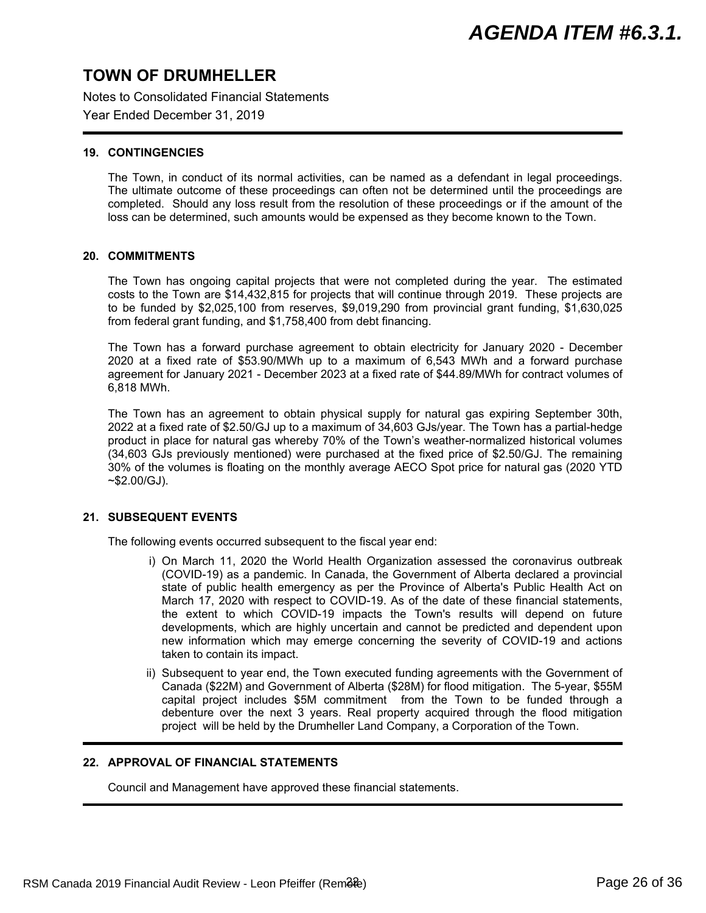# TOWN OF DRUMHELLER

Notes to Consolidated Financial Statements

Year Ended December 31, 2019

## 19. CONTINGENCIES

The Town, in conduct of its normal activities, can be named as a defendant in legal proceedings. The ultimate outcome of these proceedings can often not be determined until the proceedings are completed. Should any loss result from the resolution of these proceedings or if the amount of the loss can be determined, such amounts would be expensed as they become known to the Town.

## 20. COMMITMENTS

The Town has ongoing capital projects that were not completed during the year. The estimated costs to the Town are $14,432,815 for projects that will continue through 2019. These projects are to be funded by $2,025,100 from reserves, $9,019,290 from provincial grant funding, $1,630,025 from federal grant funding, and $1,758,400 from debt financing.

The Town has a forward purchase agreement to obtain electricity for January 2020 - December 2020 at a fixed rate of $53.90/MWh up to a maximum of 6,543 MWh and a forward purchase agreement for January 2021 - December 2023 at a fixed rate of $44.89/MWh for contract volumes of 6,818 MWh.

The Town has an agreement to obtain physical supply for natural gas expiring September 30th, 2022 at a fixed rate of $2.50/GJ up to a maximum of 34,603 GJs/year. The Town has a partial-hedge product in place for natural gas whereby 70% of the Town's weather-normalized historical volumes (34,603 GJs previously mentioned) were purchased at the fixed price of $2.50/GJ. The remaining 30% of the volumes is floating on the monthly average AECO Spot price for natural gas (2020 YTD ~$2.00/GJ).

## 21. SUBSEQUENT EVENTS

The following events occurred subsequent to the fiscal year end:

i) On March 11, 2020 the World Health Organization assessed the coronavirus outbreak (COVID-19) as a pandemic. In Canada, the Government of Alberta declared a provincial state of public health emergency as per the Province of Alberta's Public Health Act on March 17, 2020 with respect to COVID-19. As of the date of these financial statements, the extent to which COVID-19 impacts the Town's results will depend on future developments, which are highly uncertain and cannot be predicted and dependent upon new information which may emerge concerning the severity of COVID-19 and actions taken to contain its impact.

ii) Subsequent to year end, the Town executed funding agreements with the Government of Canada ($22M) and Government of Alberta ($28M) for flood mitigation. The 5-year, $55M capital project includes $5M commitment from the Town to be funded through a debenture over the next 3 years. Real property acquired through the flood mitigation project will be held by the Drumheller Land Company, a Corporation of the Town.

## 22. APPROVAL OF FINANCIAL STATEMENTS

Council and Management have approved these financial statements.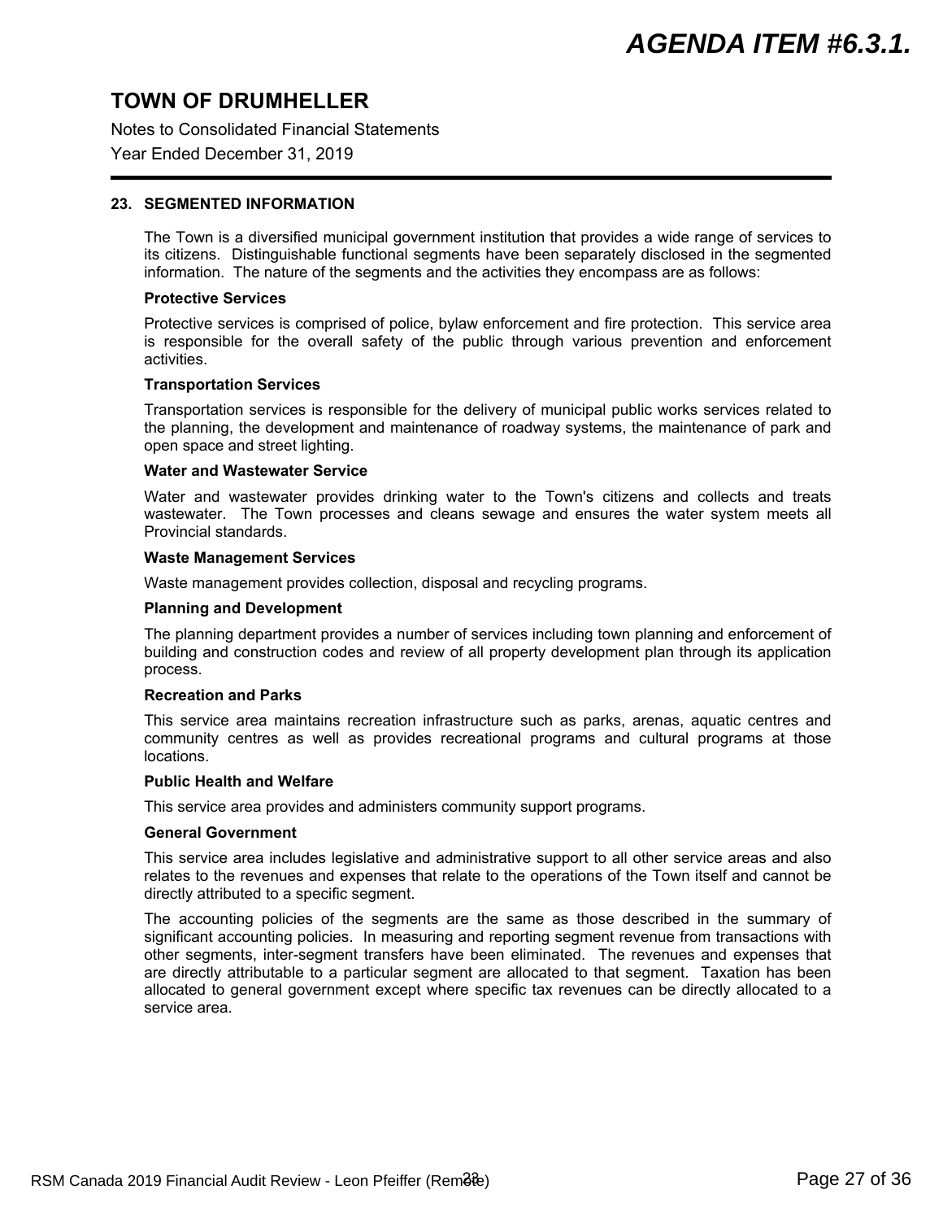# TOWN OF DRUMHELLER

Notes to Consolidated Financial Statements

Year Ended December 31, 2019

## 23. SEGMENTED INFORMATION

The Town is a diversified municipal government institution that provides a wide range of services to its citizens. Distinguishable functional segments have been separately disclosed in the segmented information. The nature of the segments and the activities they encompass are as follows:

**Protective Services**

Protective services is comprised of police, bylaw enforcement and fire protection. This service area is responsible for the overall safety of the public through various prevention and enforcement activities.

**Transportation Services**

Transportation services is responsible for the delivery of municipal public works services related to the planning, the development and maintenance of roadway systems, the maintenance of park and open space and street lighting.

**Water and Wastewater Service**

Water and wastewater provides drinking water to the Town's citizens and collects and treats wastewater. The Town processes and cleans sewage and ensures the water system meets all Provincial standards.

**Waste Management Services**

Waste management provides collection, disposal and recycling programs.

**Planning and Development**

The planning department provides a number of services including town planning and enforcement of building and construction codes and review of all property development plan through its application process.

**Recreation and Parks**

This service area maintains recreation infrastructure such as parks, arenas, aquatic centres and community centres as well as provides recreational programs and cultural programs at those locations.

**Public Health and Welfare**

This service area provides and administers community support programs.

**General Government**

This service area includes legislative and administrative support to all other service areas and also relates to the revenues and expenses that relate to the operations of the Town itself and cannot be directly attributed to a specific segment.

The accounting policies of the segments are the same as those described in the summary of significant accounting policies. In measuring and reporting segment revenue from transactions with other segments, inter-segment transfers have been eliminated. The revenues and expenses that are directly attributable to a particular segment are allocated to that segment. Taxation has been allocated to general government except where specific tax revenues can be directly allocated to a service area.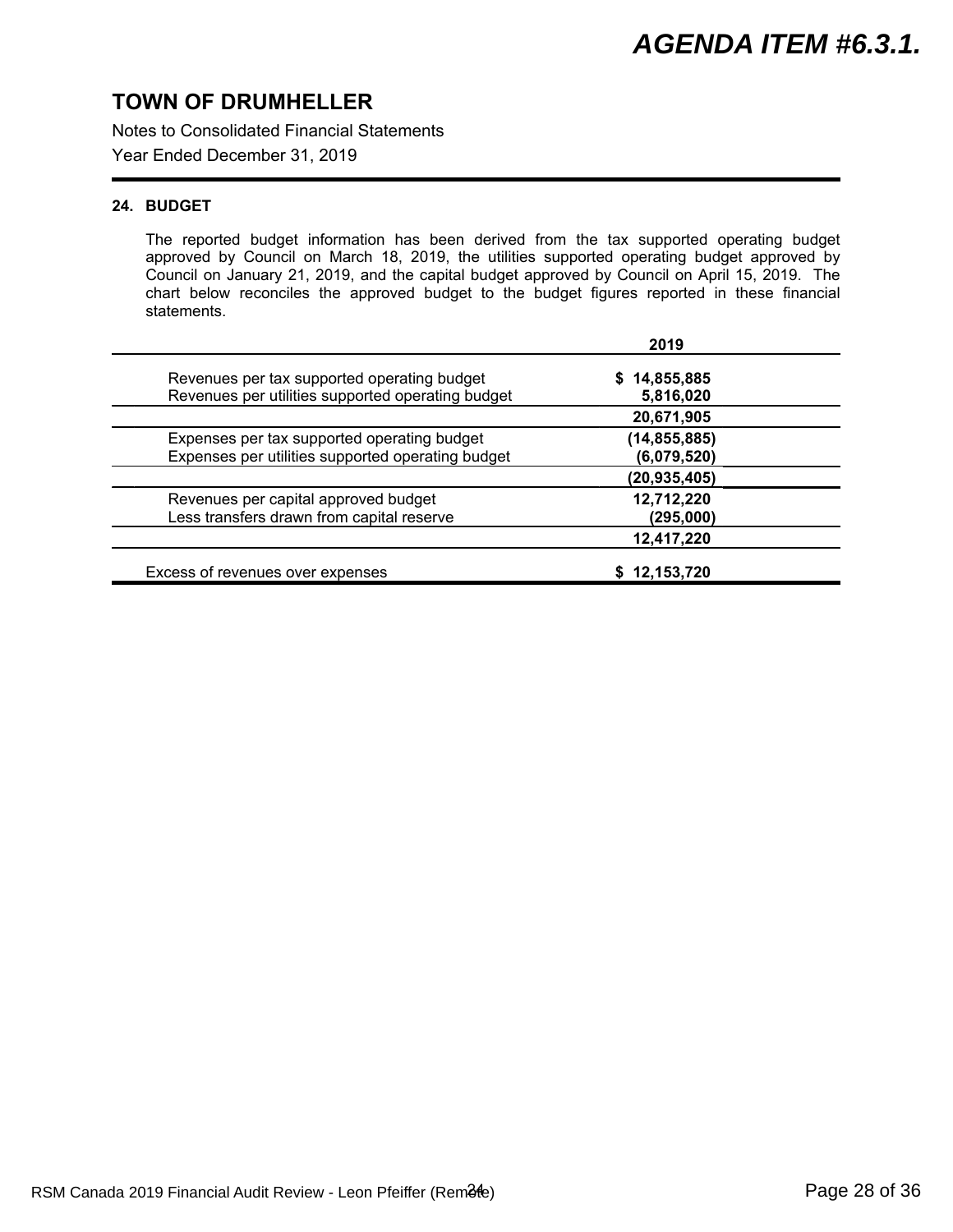# TOWN OF DRUMHELLER

Notes to Consolidated Financial Statements

Year Ended December 31, 2019

## 24. BUDGET

The reported budget information has been derived from the tax supported operating budget approved by Council on March 18, 2019, the utilities supported operating budget approved by Council on January 21, 2019, and the capital budget approved by Council on April 15, 2019. The chart below reconciles the approved budget to the budget figures reported in these financial statements.

| | 2019 |
|---|---|
| Revenues per tax supported operating budget | $ 14,855,885 |
| Revenues per utilities supported operating budget | 5,816,020 |
| | 20,671,905 |
| Expenses per tax supported operating budget | (14,855,885) |
| Expenses per utilities supported operating budget | (6,079,520) |
| | (20,935,405) |
| Revenues per capital approved budget | 12,712,220 |
| Less transfers drawn from capital reserve | (295,000) |
| | 12,417,220 |
| Excess of revenues over expenses | $ 12,153,720 |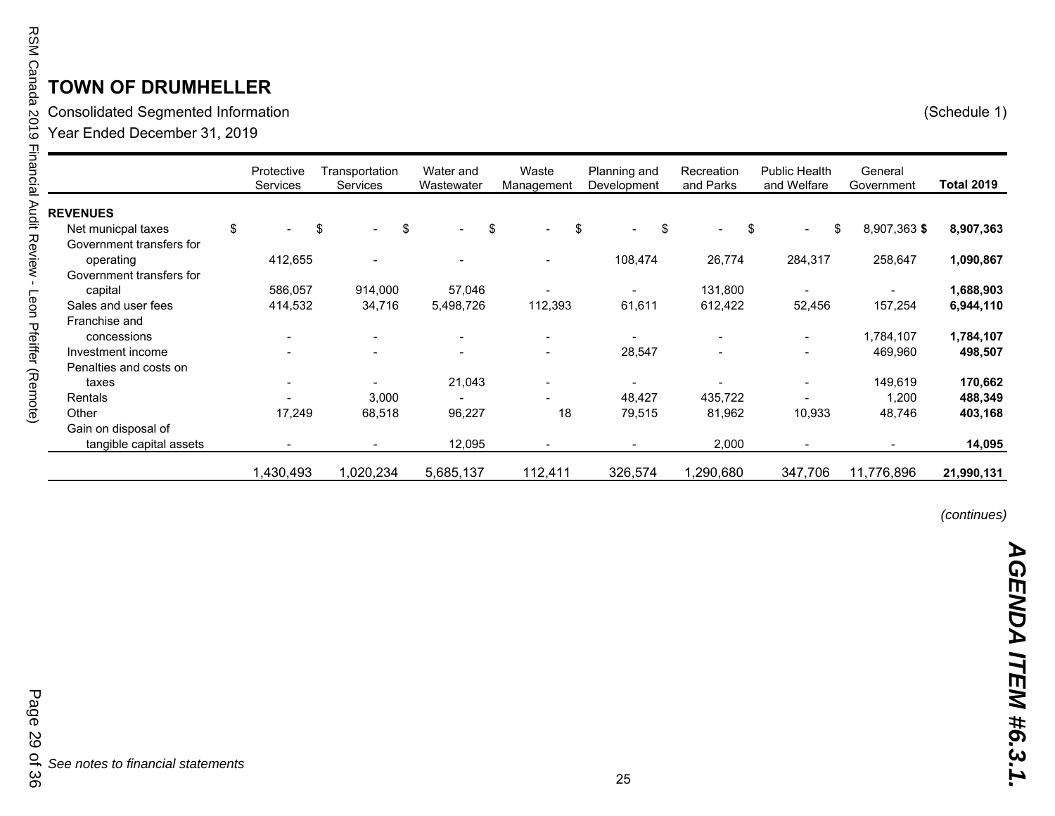# TOWN OF DRUMHELLER

Consolidated Segmented Information (Schedule 1)

Year Ended December 31, 2019

| | Protective Services | Transportation Services | Water and Wastewater | Waste Management | Planning and Development | Recreation and Parks | Public Health and Welfare | General Government | Total 2019 |
|---|---|---|---|---|---|---|---|---|---|
| **REVENUES** | | | | | | | | | |
| Net municpal taxes | $ - | $ - | $ - | $ - | $ - | $ - | $ - | $ 8,907,363 | **$ 8,907,363** |
| Government transfers for operating | 412,655 | - | - | - | 108,474 | 26,774 | 284,317 | 258,647 | **1,090,867** |
| Government transfers for capital | 586,057 | 914,000 | 57,046 | - | - | 131,800 | - | - | **1,688,903** |
| Sales and user fees | 414,532 | 34,716 | 5,498,726 | 112,393 | 61,611 | 612,422 | 52,456 | 157,254 | **6,944,110** |
| Franchise and concessions | - | - | - | - | - | - | - | 1,784,107 | **1,784,107** |
| Investment income | - | - | - | - | 28,547 | - | - | 469,960 | **498,507** |
| Penalties and costs on taxes | - | - | 21,043 | - | - | - | - | 149,619 | **170,662** |
| Rentals | - | 3,000 | - | - | 48,427 | 435,722 | - | 1,200 | **488,349** |
| Other | 17,249 | 68,518 | 96,227 | 18 | 79,515 | 81,962 | 10,933 | 48,746 | **403,168** |
| Gain on disposal of tangible capital assets | - | - | 12,095 | - | - | 2,000 | - | - | **14,095** |
| | 1,430,493 | 1,020,234 | 5,685,137 | 112,411 | 326,574 | 1,290,680 | 347,706 | 11,776,896 | **21,990,131** |

*(continues)*

*See notes to financial statements*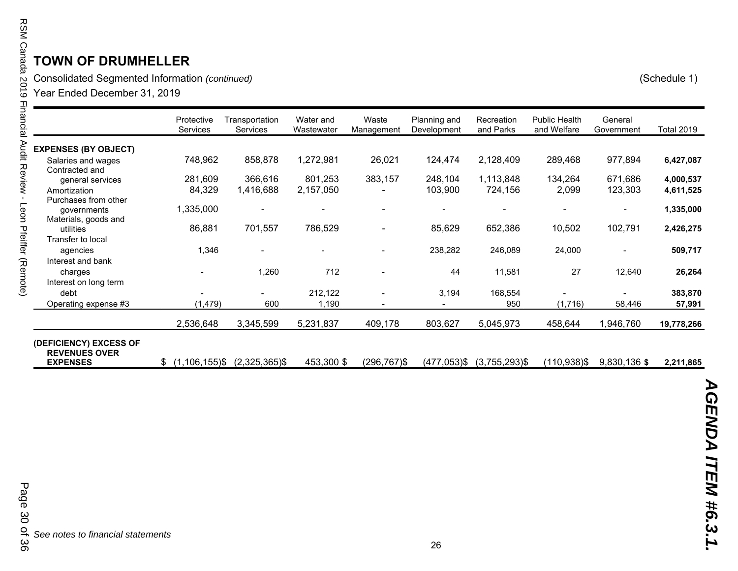# TOWN OF DRUMHELLER

Consolidated Segmented Information *(continued)* (Schedule 1)

Year Ended December 31, 2019

| | Protective Services | Transportation Services | Water and Wastewater | Waste Management | Planning and Development | Recreation and Parks | Public Health and Welfare | General Government | Total 2019 |
|---|---|---|---|---|---|---|---|---|---|
| **EXPENSES (BY OBJECT)** | | | | | | | | | |
| Salaries and wages | 748,962 | 858,878 | 1,272,981 | 26,021 | 124,474 | 2,128,409 | 289,468 | 977,894 | **6,427,087** |
| Contracted and general services | 281,609 | 366,616 | 801,253 | 383,157 | 248,104 | 1,113,848 | 134,264 | 671,686 | **4,000,537** |
| Amortization | 84,329 | 1,416,688 | 2,157,050 | - | 103,900 | 724,156 | 2,099 | 123,303 | **4,611,525** |
| Purchases from other governments | 1,335,000 | - | - | - | - | - | - | - | **1,335,000** |
| Materials, goods and utilities | 86,881 | 701,557 | 786,529 | - | 85,629 | 652,386 | 10,502 | 102,791 | **2,426,275** |
| Transfer to local agencies | 1,346 | - | - | - | 238,282 | 246,089 | 24,000 | - | **509,717** |
| Interest and bank charges | - | 1,260 | 712 | - | 44 | 11,581 | 27 | 12,640 | **26,264** |
| Interest on long term debt | - | - | 212,122 | - | 3,194 | 168,554 | - | - | **383,870** |
| Operating expense #3 | (1,479) | 600 | 1,190 | - | - | 950 | (1,716) | 58,446 | **57,991** |
| | 2,536,648 | 3,345,599 | 5,231,837 | 409,178 | 803,627 | 5,045,973 | 458,644 | 1,946,760 | **19,778,266** |
| **(DEFICIENCY) EXCESS OF REVENUES OVER EXPENSES** | $ (1,106,155) | $ (2,325,365) | $ 453,300 | $ (296,767) | $ (477,053) | $ (3,755,293) | $ (110,938) | $ 9,830,136 | **$ 2,211,865** |

*See notes to financial statements*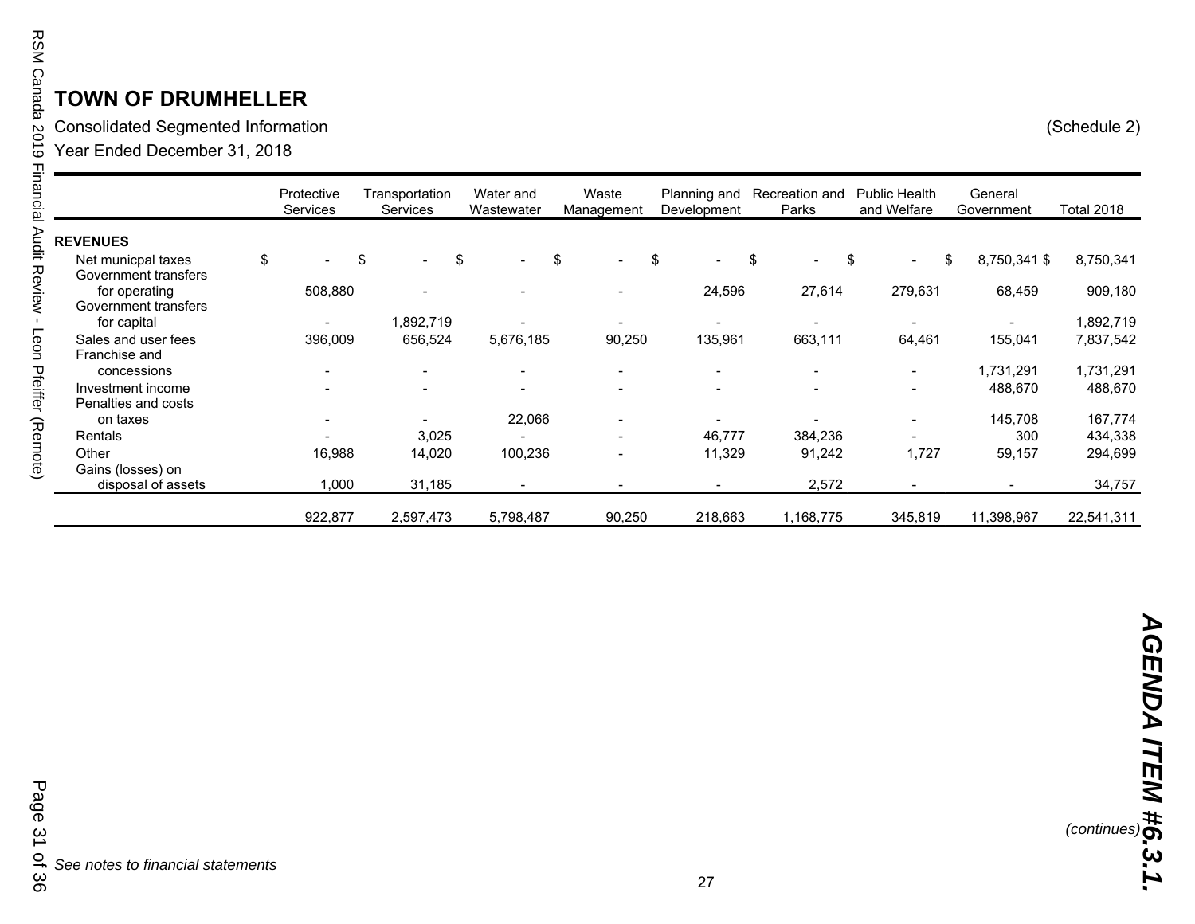# TOWN OF DRUMHELLER

Consolidated Segmented Information (Schedule 2)

Year Ended December 31, 2018

| | Protective Services | Transportation Services | Water and Wastewater | Waste Management | Planning and Development | Recreation and Parks | Public Health and Welfare | General Government | Total 2018 |
|---|---|---|---|---|---|---|---|---|---|
| **REVENUES** | | | | | | | | | |
| Net municpal taxes | $ - | $ - | $ - | $ - | $ - | $ - | $ - | $ 8,750,341 | $ 8,750,341 |
| Government transfers for operating | 508,880 | - | - | - | 24,596 | 27,614 | 279,631 | 68,459 | 909,180 |
| Government transfers for capital | - | 1,892,719 | - | - | - | - | - | - | 1,892,719 |
| Sales and user fees | 396,009 | 656,524 | 5,676,185 | 90,250 | 135,961 | 663,111 | 64,461 | 155,041 | 7,837,542 |
| Franchise and concessions | - | - | - | - | - | - | - | 1,731,291 | 1,731,291 |
| Investment income | - | - | - | - | - | - | - | 488,670 | 488,670 |
| Penalties and costs on taxes | - | - | 22,066 | - | - | - | - | 145,708 | 167,774 |
| Rentals | - | 3,025 | - | - | 46,777 | 384,236 | - | 300 | 434,338 |
| Other | 16,988 | 14,020 | 100,236 | - | 11,329 | 91,242 | 1,727 | 59,157 | 294,699 |
| Gains (losses) on disposal of assets | 1,000 | 31,185 | - | - | - | 2,572 | - | - | 34,757 |
| | 922,877 | 2,597,473 | 5,798,487 | 90,250 | 218,663 | 1,168,775 | 345,819 | 11,398,967 | 22,541,311 |

*(continues)*

*See notes to financial statements*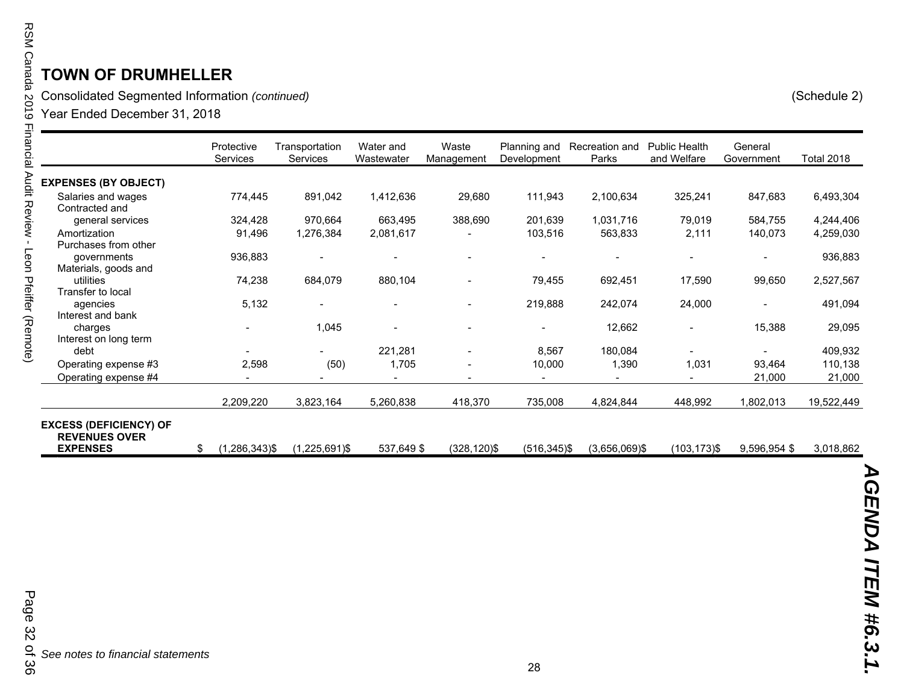# TOWN OF DRUMHELLER

Consolidated Segmented Information *(continued)* (Schedule 2)

Year Ended December 31, 2018

| | Protective Services | Transportation Services | Water and Wastewater | Waste Management | Planning and Development | Recreation and Parks | Public Health and Welfare | General Government | Total 2018 |
|---|---|---|---|---|---|---|---|---|---|
| **EXPENSES (BY OBJECT)** | | | | | | | | | |
| Salaries and wages | 774,445 | 891,042 | 1,412,636 | 29,680 | 111,943 | 2,100,634 | 325,241 | 847,683 | 6,493,304 |
| Contracted and general services | 324,428 | 970,664 | 663,495 | 388,690 | 201,639 | 1,031,716 | 79,019 | 584,755 | 4,244,406 |
| Amortization | 91,496 | 1,276,384 | 2,081,617 | - | 103,516 | 563,833 | 2,111 | 140,073 | 4,259,030 |
| Purchases from other governments | 936,883 | - | - | - | - | - | - | - | 936,883 |
| Materials, goods and utilities | 74,238 | 684,079 | 880,104 | - | 79,455 | 692,451 | 17,590 | 99,650 | 2,527,567 |
| Transfer to local agencies | 5,132 | - | - | - | 219,888 | 242,074 | 24,000 | - | 491,094 |
| Interest and bank charges | - | 1,045 | - | - | - | 12,662 | - | 15,388 | 29,095 |
| Interest on long term debt | - | - | 221,281 | - | 8,567 | 180,084 | - | - | 409,932 |
| Operating expense #3 | 2,598 | (50) | 1,705 | - | 10,000 | 1,390 | 1,031 | 93,464 | 110,138 |
| Operating expense #4 | - | - | - | - | - | - | - | 21,000 | 21,000 |
| | 2,209,220 | 3,823,164 | 5,260,838 | 418,370 | 735,008 | 4,824,844 | 448,992 | 1,802,013 | 19,522,449 |
| **EXCESS (DEFICIENCY) OF REVENUES OVER EXPENSES** | $ (1,286,343) | $ (1,225,691) | $ 537,649 | $ (328,120) | $ (516,345) | $ (3,656,069) | $ (103,173) | $ 9,596,954 | $ 3,018,862 |

*See notes to financial statements*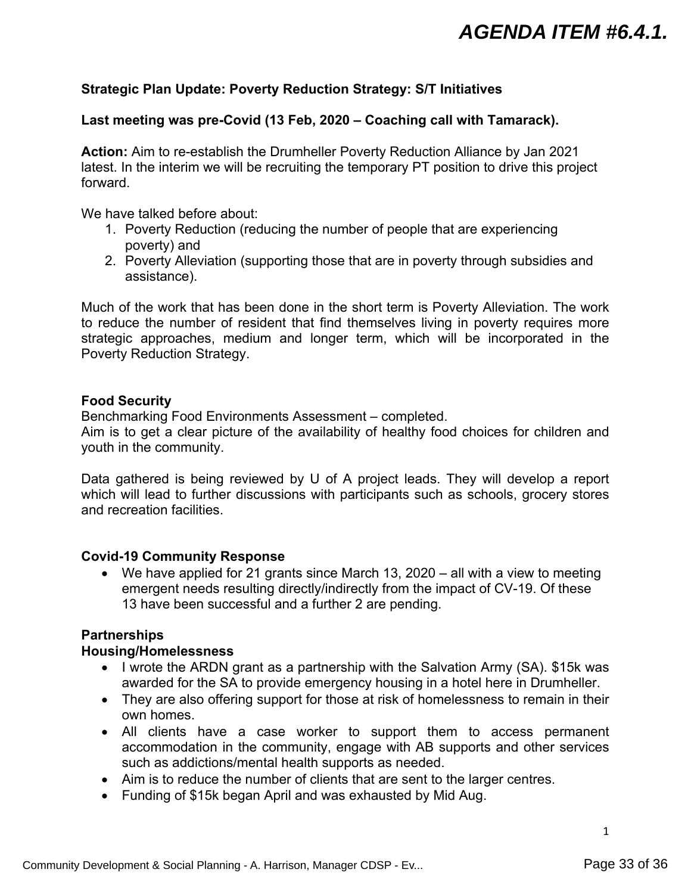# AGENDA ITEM #6.4.1.

**Strategic Plan Update: Poverty Reduction Strategy: S/T Initiatives**

**Last meeting was pre-Covid (13 Feb, 2020 – Coaching call with Tamarack).**

**Action:** Aim to re-establish the Drumheller Poverty Reduction Alliance by Jan 2021 latest. In the interim we will be recruiting the temporary PT position to drive this project forward.

We have talked before about:

1. Poverty Reduction (reducing the number of people that are experiencing poverty) and
2. Poverty Alleviation (supporting those that are in poverty through subsidies and assistance).

Much of the work that has been done in the short term is Poverty Alleviation. The work to reduce the number of resident that find themselves living in poverty requires more strategic approaches, medium and longer term, which will be incorporated in the Poverty Reduction Strategy.

**Food Security**

Benchmarking Food Environments Assessment – completed.
Aim is to get a clear picture of the availability of healthy food choices for children and youth in the community.

Data gathered is being reviewed by U of A project leads. They will develop a report which will lead to further discussions with participants such as schools, grocery stores and recreation facilities.

**Covid-19 Community Response**

- We have applied for 21 grants since March 13, 2020 – all with a view to meeting emergent needs resulting directly/indirectly from the impact of CV-19. Of these 13 have been successful and a further 2 are pending.

**Partnerships**

**Housing/Homelessness**

- I wrote the ARDN grant as a partnership with the Salvation Army (SA). $15k was awarded for the SA to provide emergency housing in a hotel here in Drumheller.
- They are also offering support for those at risk of homelessness to remain in their own homes.
- All clients have a case worker to support them to access permanent accommodation in the community, engage with AB supports and other services such as addictions/mental health supports as needed.
- Aim is to reduce the number of clients that are sent to the larger centres.
- Funding of $15k began April and was exhausted by Mid Aug.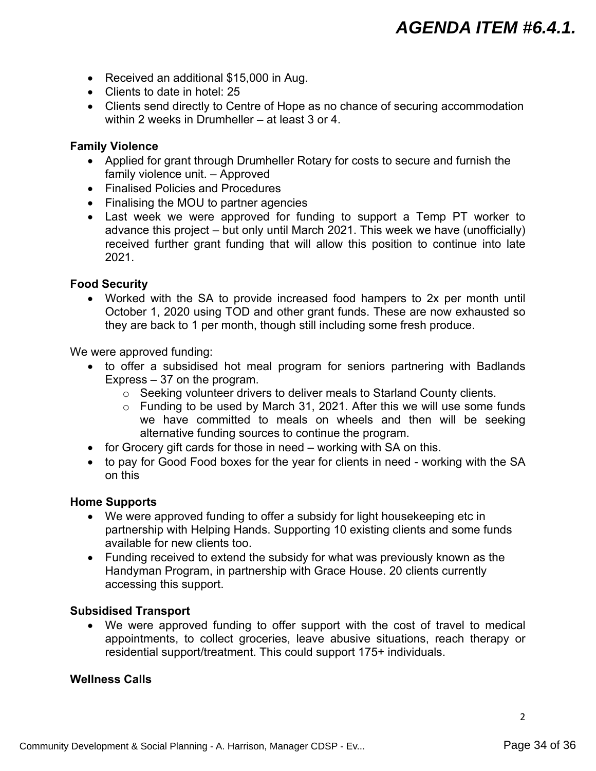- Received an additional $15,000 in Aug.
- Clients to date in hotel: 25
- Clients send directly to Centre of Hope as no chance of securing accommodation within 2 weeks in Drumheller – at least 3 or 4.

**Family Violence**

- Applied for grant through Drumheller Rotary for costs to secure and furnish the family violence unit. – Approved
- Finalised Policies and Procedures
- Finalising the MOU to partner agencies
- Last week we were approved for funding to support a Temp PT worker to advance this project – but only until March 2021. This week we have (unofficially) received further grant funding that will allow this position to continue into late 2021.

**Food Security**

- Worked with the SA to provide increased food hampers to 2x per month until October 1, 2020 using TOD and other grant funds. These are now exhausted so they are back to 1 per month, though still including some fresh produce.

We were approved funding:

- to offer a subsidised hot meal program for seniors partnering with Badlands Express – 37 on the program.
  - Seeking volunteer drivers to deliver meals to Starland County clients.
  - Funding to be used by March 31, 2021. After this we will use some funds we have committed to meals on wheels and then will be seeking alternative funding sources to continue the program.
- for Grocery gift cards for those in need – working with SA on this.
- to pay for Good Food boxes for the year for clients in need - working with the SA on this

**Home Supports**

- We were approved funding to offer a subsidy for light housekeeping etc in partnership with Helping Hands. Supporting 10 existing clients and some funds available for new clients too.
- Funding received to extend the subsidy for what was previously known as the Handyman Program, in partnership with Grace House. 20 clients currently accessing this support.

**Subsidised Transport**

- We were approved funding to offer support with the cost of travel to medical appointments, to collect groceries, leave abusive situations, reach therapy or residential support/treatment. This could support 175+ individuals.

**Wellness Calls**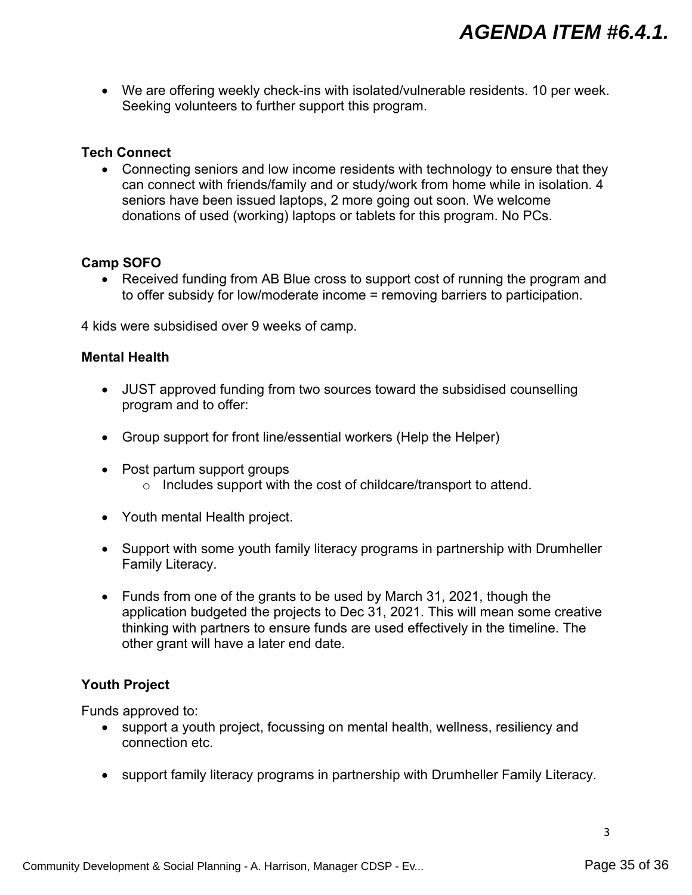- We are offering weekly check-ins with isolated/vulnerable residents. 10 per week. Seeking volunteers to further support this program.

**Tech Connect**

- Connecting seniors and low income residents with technology to ensure that they can connect with friends/family and or study/work from home while in isolation. 4 seniors have been issued laptops, 2 more going out soon. We welcome donations of used (working) laptops or tablets for this program. No PCs.

**Camp SOFO**

- Received funding from AB Blue cross to support cost of running the program and to offer subsidy for low/moderate income = removing barriers to participation.

4 kids were subsidised over 9 weeks of camp.

**Mental Health**

- JUST approved funding from two sources toward the subsidised counselling program and to offer:
- Group support for front line/essential workers (Help the Helper)
- Post partum support groups
  - Includes support with the cost of childcare/transport to attend.
- Youth mental Health project.
- Support with some youth family literacy programs in partnership with Drumheller Family Literacy.
- Funds from one of the grants to be used by March 31, 2021, though the application budgeted the projects to Dec 31, 2021. This will mean some creative thinking with partners to ensure funds are used effectively in the timeline. The other grant will have a later end date.

**Youth Project**

Funds approved to:

- support a youth project, focussing on mental health, wellness, resiliency and connection etc.
- support family literacy programs in partnership with Drumheller Family Literacy.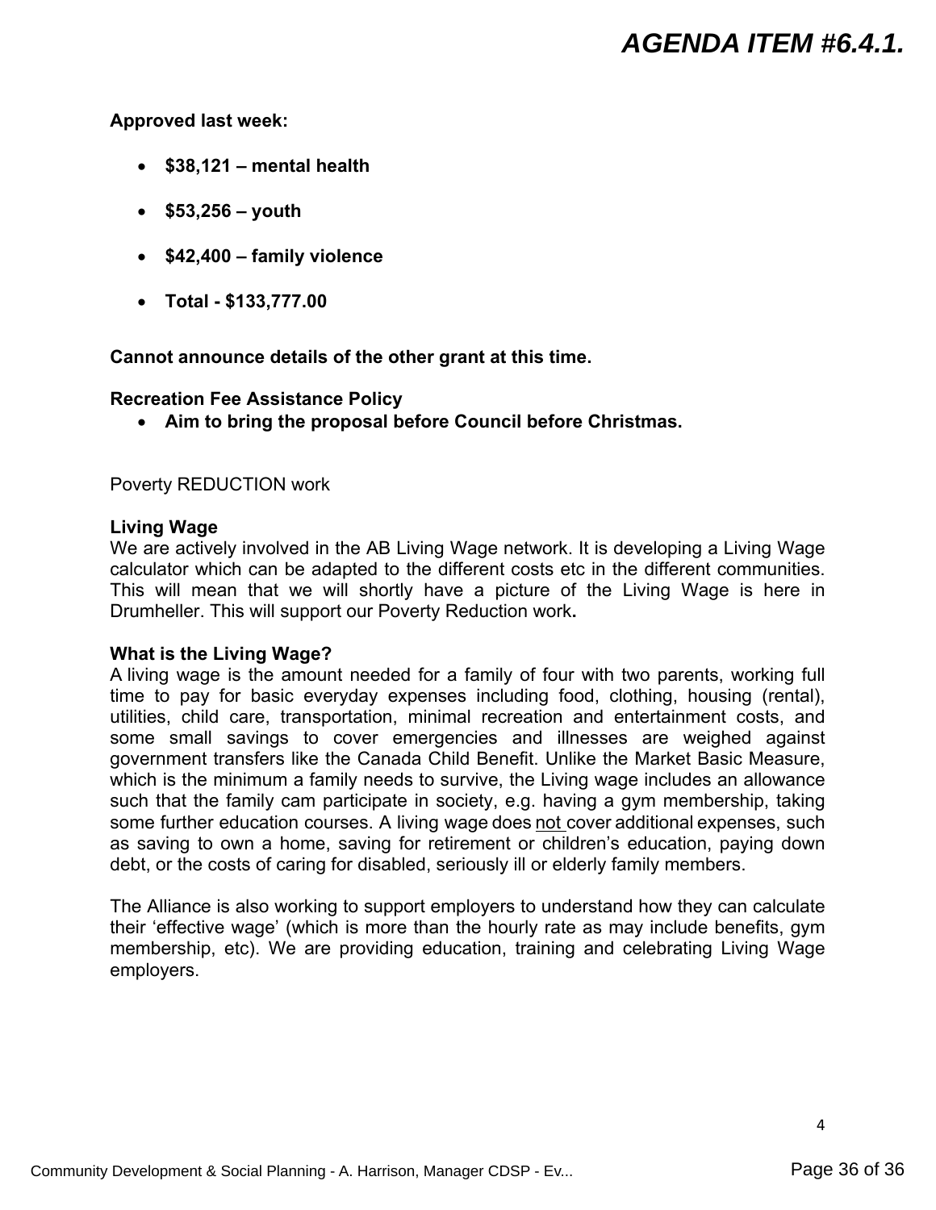# *AGENDA ITEM #6.4.1.*

**Approved last week:**

- **$38,121 – mental health**
- **$53,256 – youth**
- **$42,400 – family violence**
- **Total - $133,777.00**

**Cannot announce details of the other grant at this time.**

**Recreation Fee Assistance Policy**

- **Aim to bring the proposal before Council before Christmas.**

Poverty REDUCTION work

**Living Wage**
We are actively involved in the AB Living Wage network. It is developing a Living Wage calculator which can be adapted to the different costs etc in the different communities. This will mean that we will shortly have a picture of the Living Wage is here in Drumheller. This will support our Poverty Reduction work**.**

**What is the Living Wage?**
A living wage is the amount needed for a family of four with two parents, working full time to pay for basic everyday expenses including food, clothing, housing (rental), utilities, child care, transportation, minimal recreation and entertainment costs, and some small savings to cover emergencies and illnesses are weighed against government transfers like the Canada Child Benefit. Unlike the Market Basic Measure, which is the minimum a family needs to survive, the Living wage includes an allowance such that the family cam participate in society, e.g. having a gym membership, taking some further education courses. A living wage does <u>not</u> cover additional expenses, such as saving to own a home, saving for retirement or children's education, paying down debt, or the costs of caring for disabled, seriously ill or elderly family members.

The Alliance is also working to support employers to understand how they can calculate their 'effective wage' (which is more than the hourly rate as may include benefits, gym membership, etc). We are providing education, training and celebrating Living Wage employers.